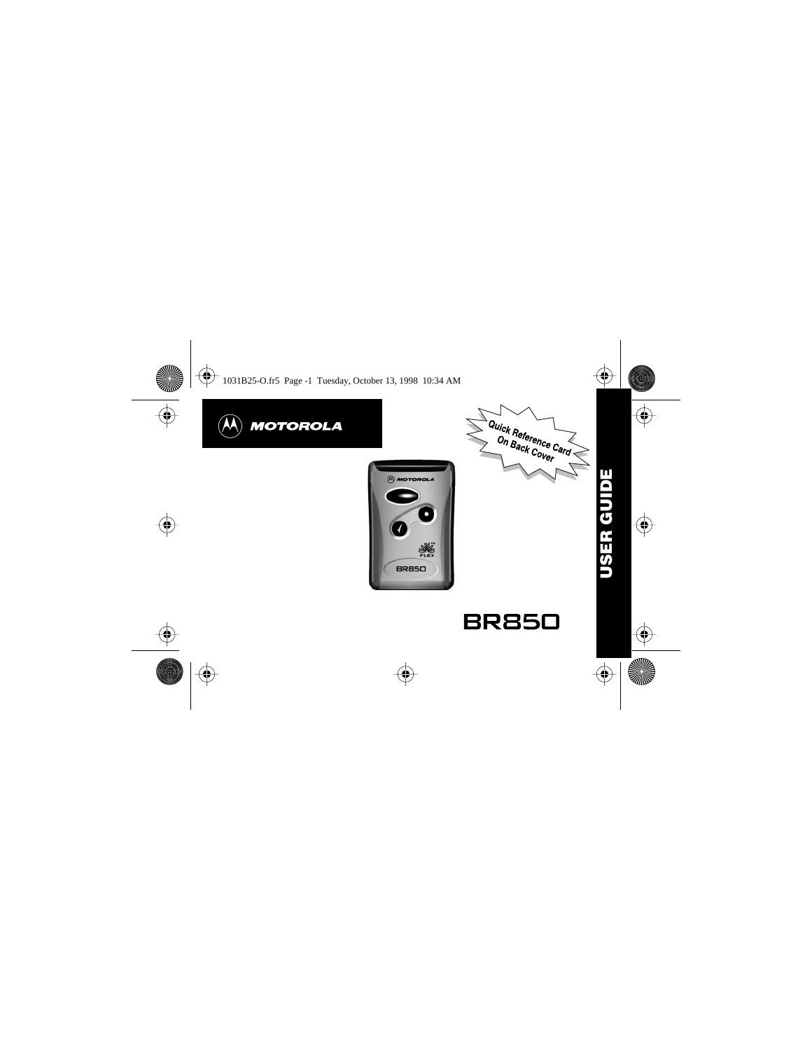MOTOROLA

Quick Reference Card On Back Cover

USER GUIDE

# BR850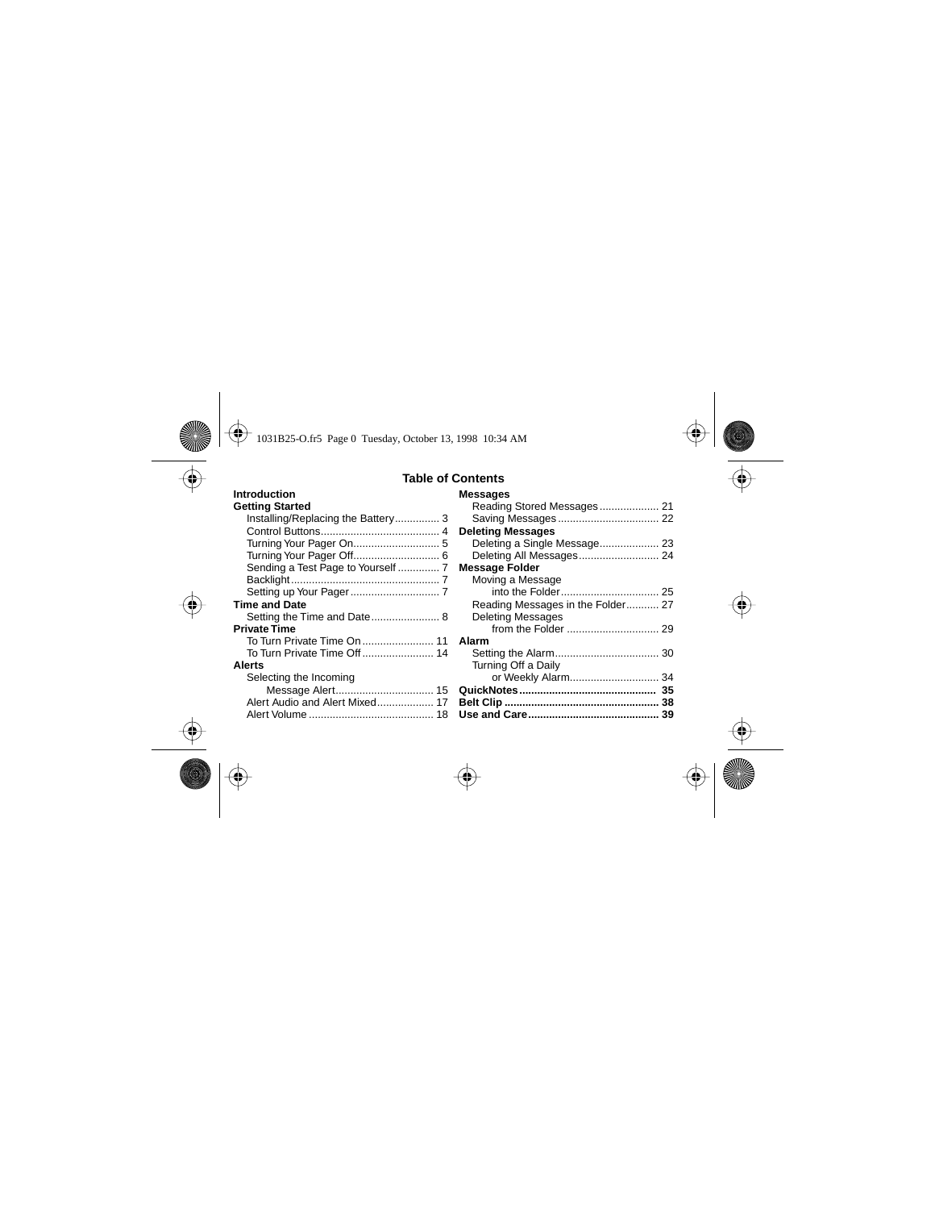## Table of Contents

**Introduction**

**Getting Started**

- Installing/Replacing the Battery............... 3
- Control Buttons........................................ 4
- Turning Your Pager On............................ 5
- Turning Your Pager Off............................ 6
- Sending a Test Page to Yourself ............. 7
- Backlight................................................. 7
- Setting up Your Pager .............................. 7

**Time and Date**

- Setting the Time and Date....................... 8

**Private Time**

- To Turn Private Time On........................ 11
- To Turn Private Time Off........................ 14

**Alerts**

- Selecting the Incoming Message Alert................................ 15
- Alert Audio and Alert Mixed................... 17
- Alert Volume .......................................... 18

**Messages**

- Reading Stored Messages.................... 21
- Saving Messages .................................. 22

**Deleting Messages**

- Deleting a Single Message.................... 23
- Deleting All Messages........................... 24

**Message Folder**

- Moving a Message into the Folder................................. 25
- Reading Messages in the Folder........... 27
- Deleting Messages from the Folder .............................. 29

**Alarm**

- Setting the Alarm................................... 30
- Turning Off a Daily or Weekly Alarm.............................. 34

**QuickNotes.............................................. 35**

**Belt Clip ................................................... 38**

**Use and Care............................................ 39**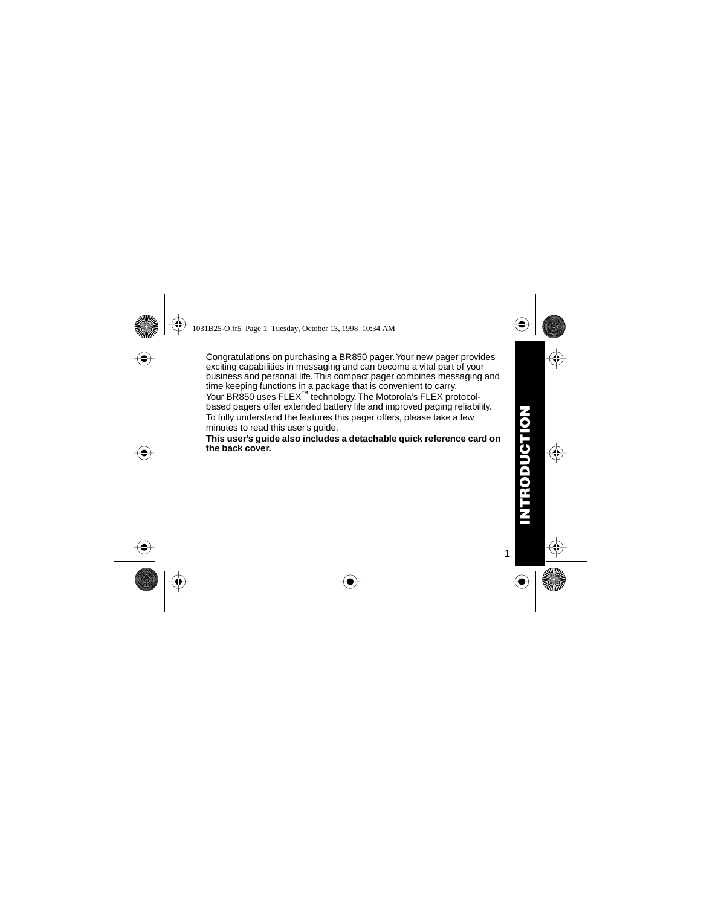# INTRODUCTION

Congratulations on purchasing a BR850 pager. Your new pager provides exciting capabilities in messaging and can become a vital part of your business and personal life. This compact pager combines messaging and time keeping functions in a package that is convenient to carry.

Your BR850 uses FLEX™ technology. The Motorola's FLEX protocol-based pagers offer extended battery life and improved paging reliability.

To fully understand the features this pager offers, please take a few minutes to read this user's guide.

**This user's guide also includes a detachable quick reference card on the back cover.**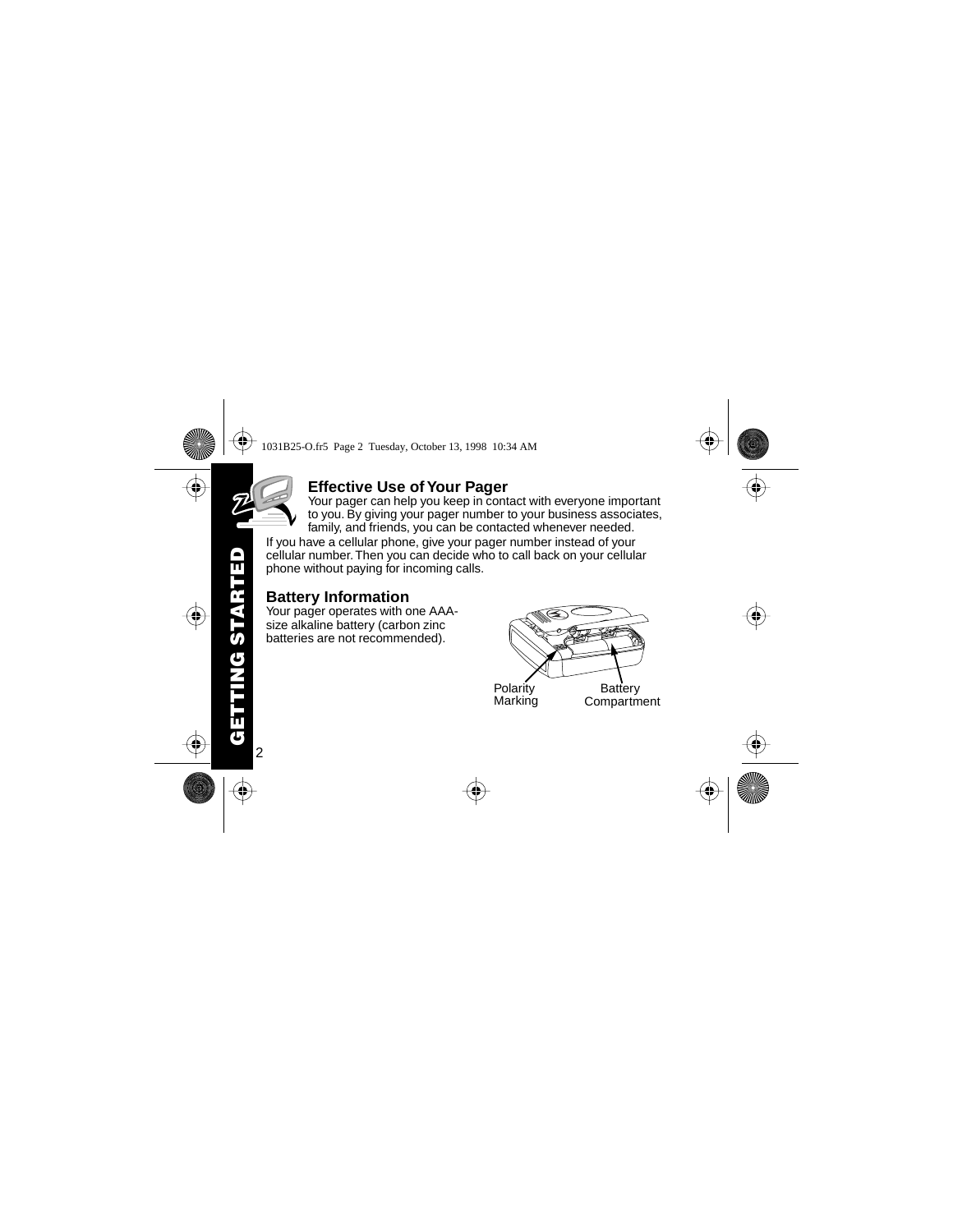## Effective Use of Your Pager

Your pager can help you keep in contact with everyone important to you. By giving your pager number to your business associates, family, and friends, you can be contacted whenever needed.

If you have a cellular phone, give your pager number instead of your cellular number. Then you can decide who to call back on your cellular phone without paying for incoming calls.

## Battery Information

Your pager operates with one AAA-size alkaline battery (carbon zinc batteries are not recommended).

Polarity Marking

Battery Compartment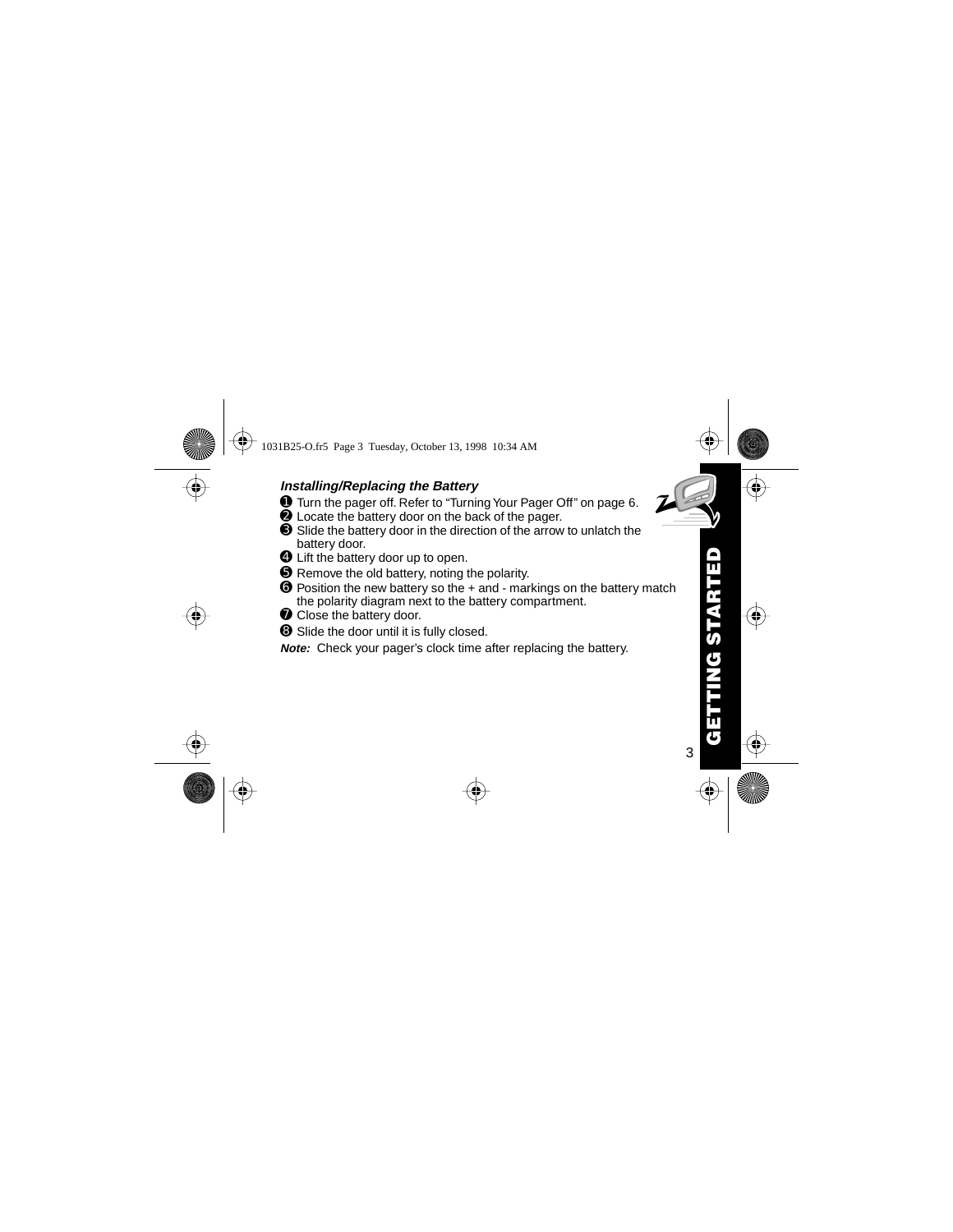### *Installing/Replacing the Battery*

1. Turn the pager off. Refer to “Turning Your Pager Off” on page 6.
2. Locate the battery door on the back of the pager.
3. Slide the battery door in the direction of the arrow to unlatch the battery door.
4. Lift the battery door up to open.
5. Remove the old battery, noting the polarity.
6. Position the new battery so the + and - markings on the battery match the polarity diagram next to the battery compartment.
7. Close the battery door.
8. Slide the door until it is fully closed.

***Note:*** Check your pager's clock time after replacing the battery.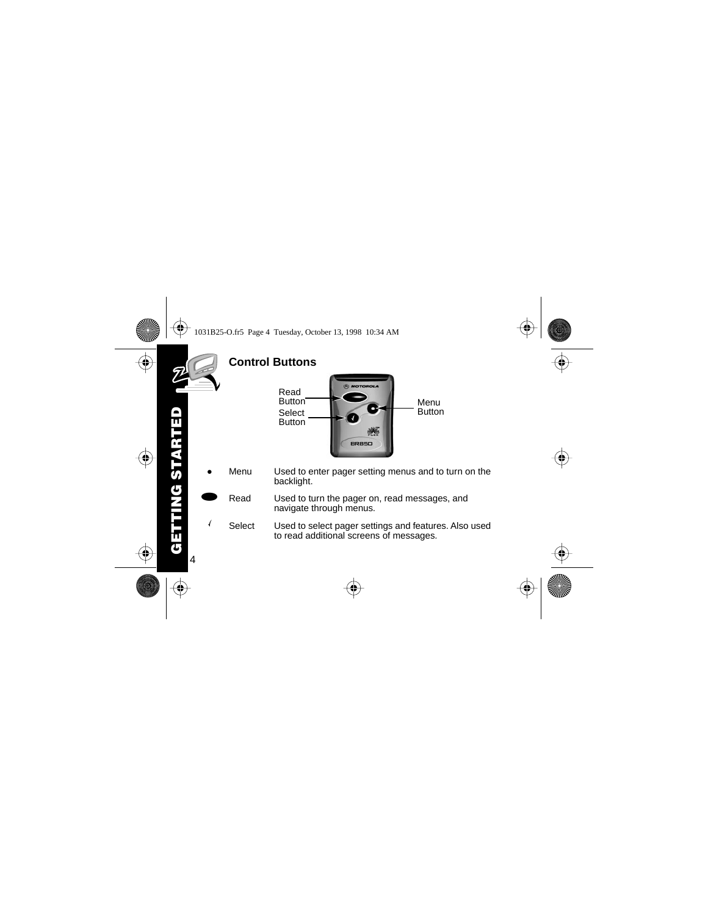## Control Buttons

| | | |
|---|---|---|
| ● | Menu | Used to enter pager setting menus and to turn on the backlight. |
| ⬬ | Read | Used to turn the pager on, read messages, and navigate through menus. |
| √ | Select | Used to select pager settings and features. Also used to read additional screens of messages. |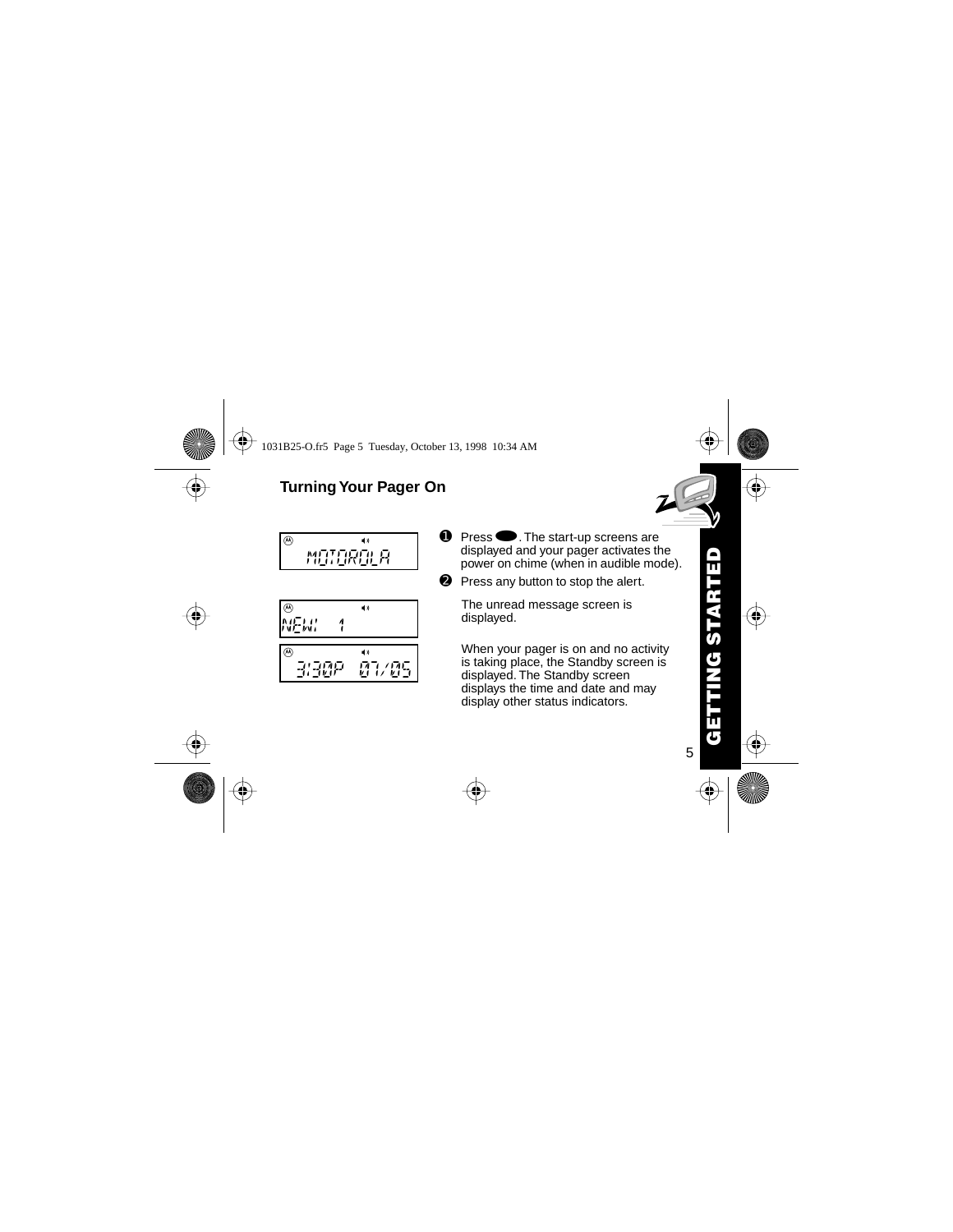## Turning Your Pager On

MOTOROLA

NEW! 1

3:30P 07/05

1. Press ⬬. The start-up screens are displayed and your pager activates the power on chime (when in audible mode).
2. Press any button to stop the alert.

   The unread message screen is displayed.

   When your pager is on and no activity is taking place, the Standby screen is displayed. The Standby screen displays the time and date and may display other status indicators.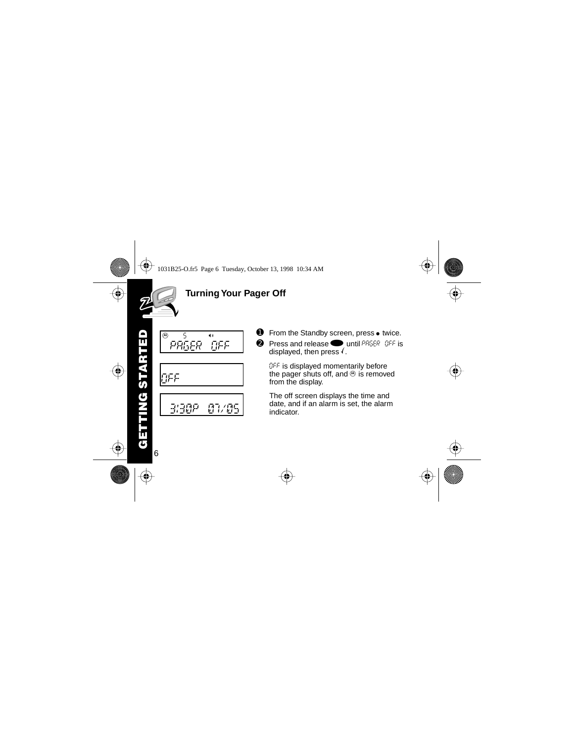## Turning Your Pager Off

PAGER OFF

OFF

3:30P 07/05

1. From the Standby screen, press ● twice.
2. Press and release ⬬ until PAGER OFF is displayed, then press ✓.

   OFF is displayed momentarily before the pager shuts off, and Ⓜ is removed from the display.

   The off screen displays the time and date, and if an alarm is set, the alarm indicator.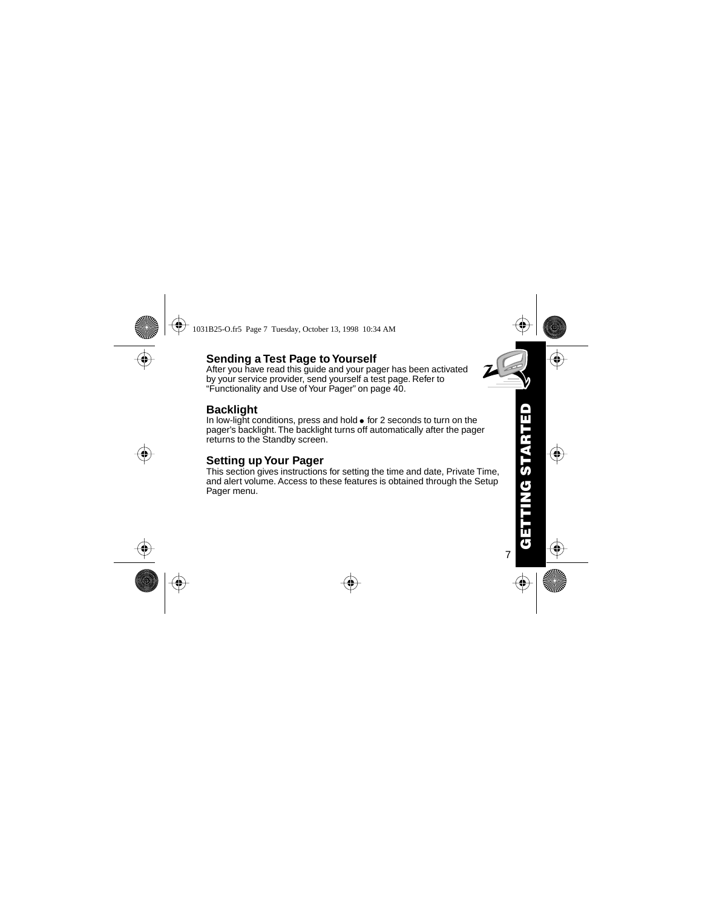## Sending a Test Page to Yourself

After you have read this guide and your pager has been activated by your service provider, send yourself a test page. Refer to “Functionality and Use of Your Pager” on page 40.

## Backlight

In low-light conditions, press and hold ● for 2 seconds to turn on the pager’s backlight. The backlight turns off automatically after the pager returns to the Standby screen.

## Setting up Your Pager

This section gives instructions for setting the time and date, Private Time, and alert volume. Access to these features is obtained through the Setup Pager menu.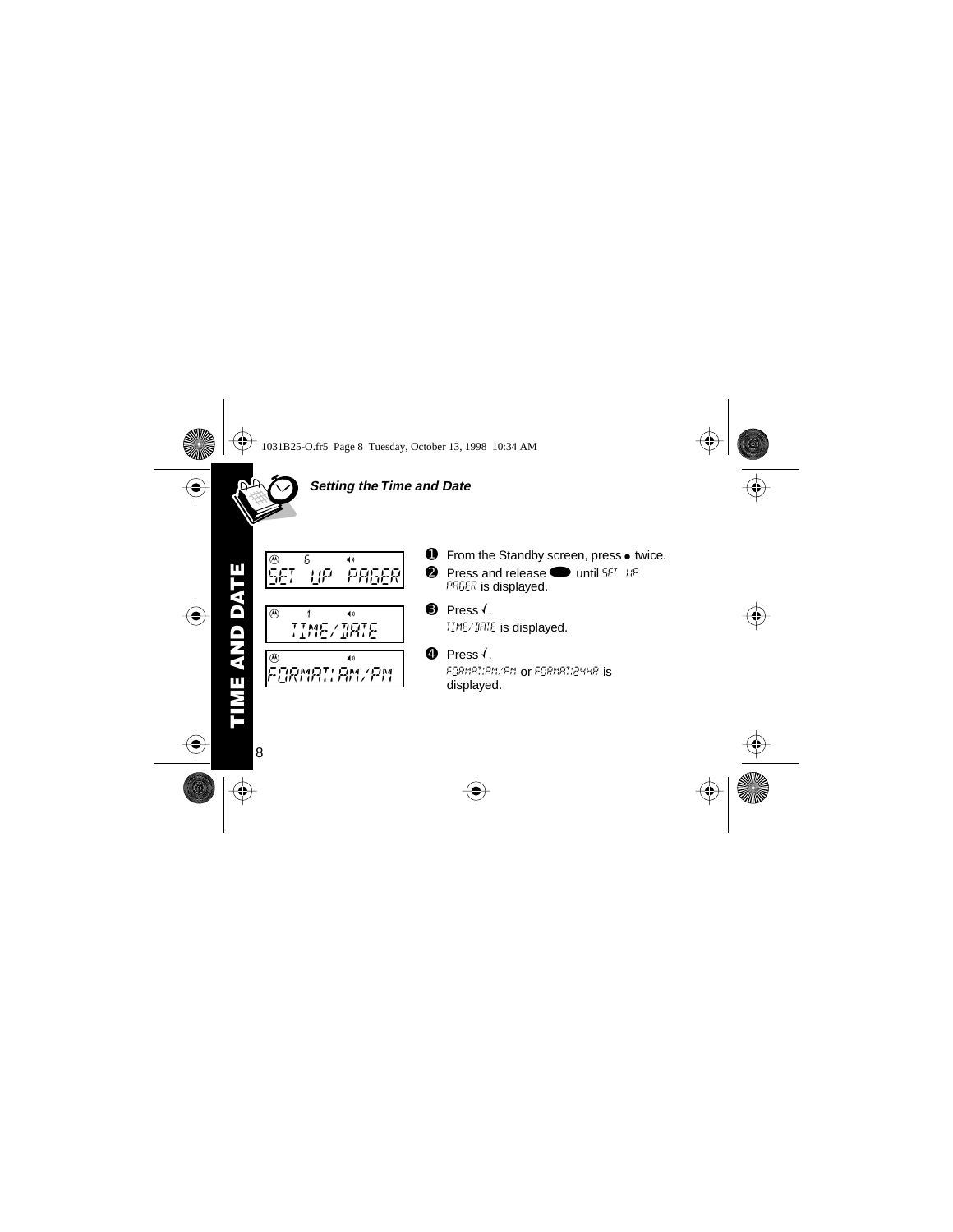## Setting the Time and Date

SET UP PAGER

TIME/DATE

FORMAT:AM/PM

1. From the Standby screen, press ● twice.
2. Press and release ⬬ until SET UP PAGER is displayed.
3. Press √.
   TIME/DATE is displayed.
4. Press √.
   FORMAT:AM/PM or FORMAT:24HR is displayed.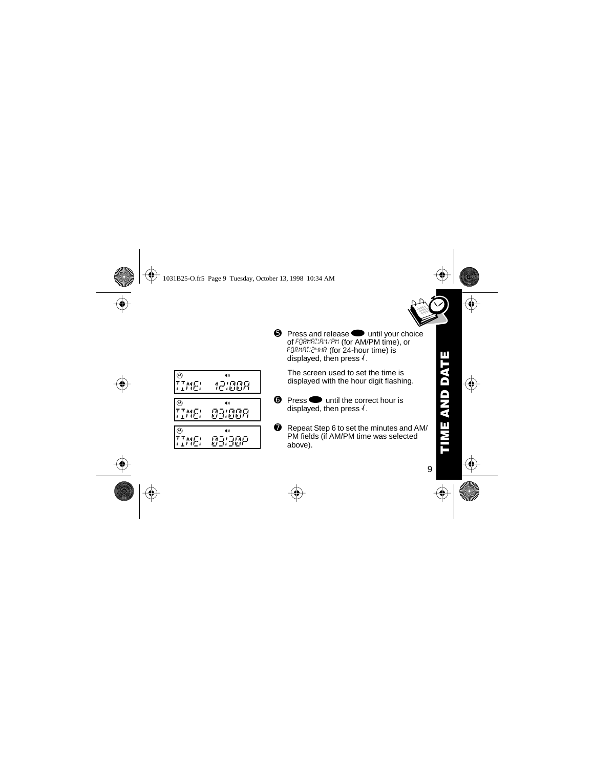❺ Press and release ⬬ until your choice of FORMAT:AM/PM (for AM/PM time), or FORMAT:24HR (for 24-hour time) is displayed, then press √.

The screen used to set the time is displayed with the hour digit flashing.

❻ Press ⬬ until the correct hour is displayed, then press √.

❼ Repeat Step 6 to set the minutes and AM/PM fields (if AM/PM time was selected above).

TIME: 12:00A

TIME: 03:00A

TIME: 03:30P

**TIME AND DATE**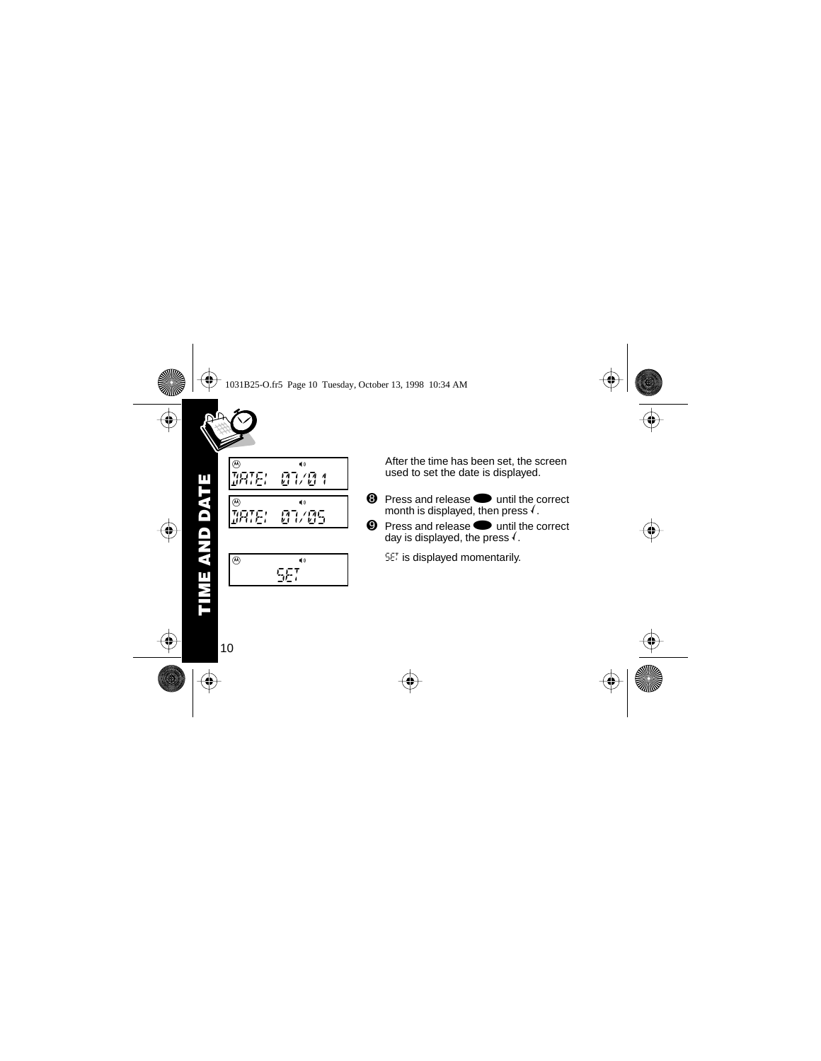After the time has been set, the screen used to set the date is displayed.

DATE: 07/01

DATE: 07/05

SET

8. Press and release ⬬ until the correct month is displayed, then press √.
9. Press and release ⬬ until the correct day is displayed, the press √.

SET is displayed momentarily.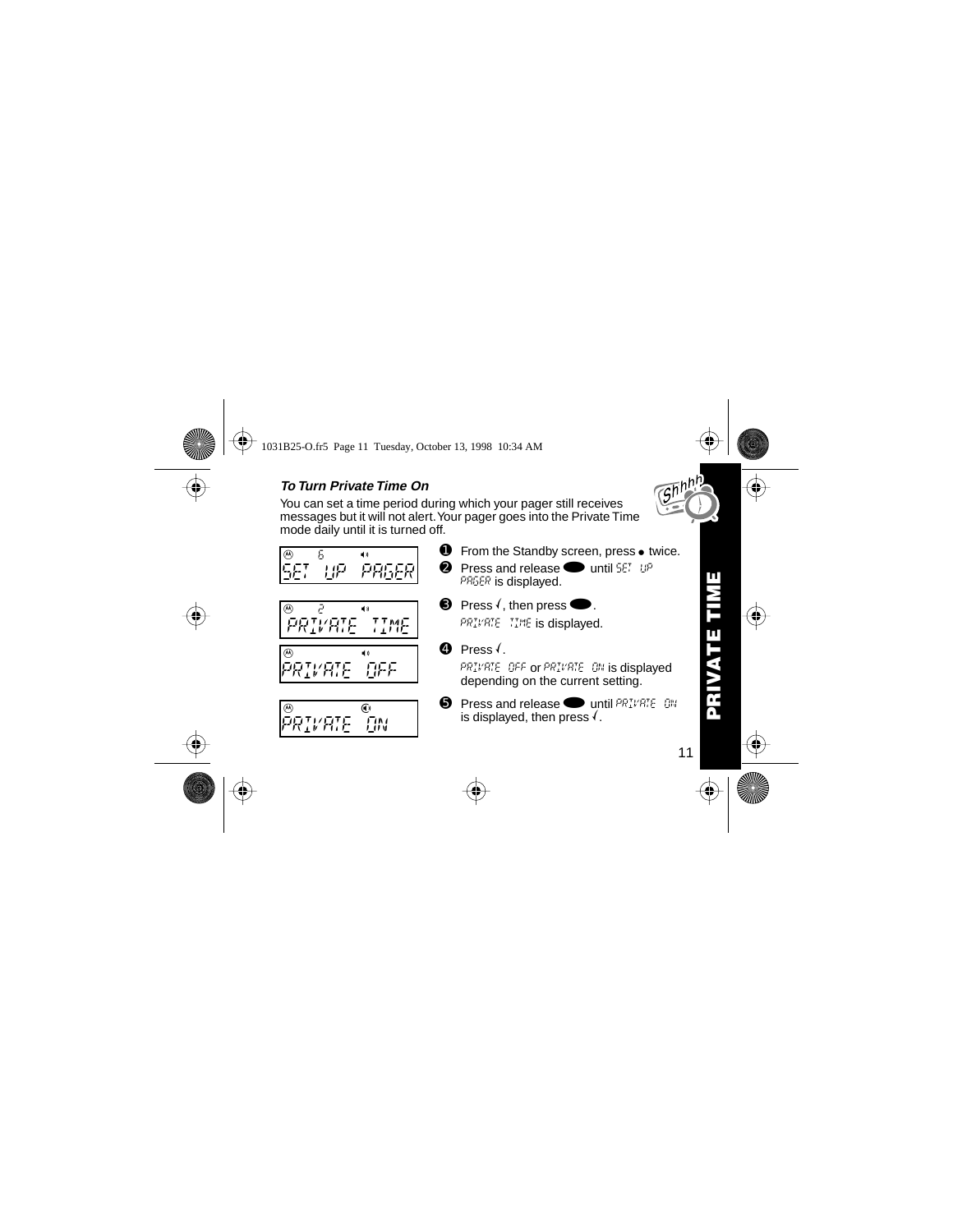### *To Turn Private Time On*

You can set a time period during which your pager still receives messages but it will not alert. Your pager goes into the Private Time mode daily until it is turned off.

SET UP PAGER

PRIVATE TIME

PRIVATE OFF

PRIVATE ON

1. From the Standby screen, press • twice.
2. Press and release ⬬ until SET UP PAGER is displayed.
3. Press √, then press ⬬.
   PRIVATE TIME is displayed.
4. Press √.
   PRIVATE OFF or PRIVATE ON is displayed depending on the current setting.
5. Press and release ⬬ until PRIVATE ON is displayed, then press √.

**PRIVATE TIME**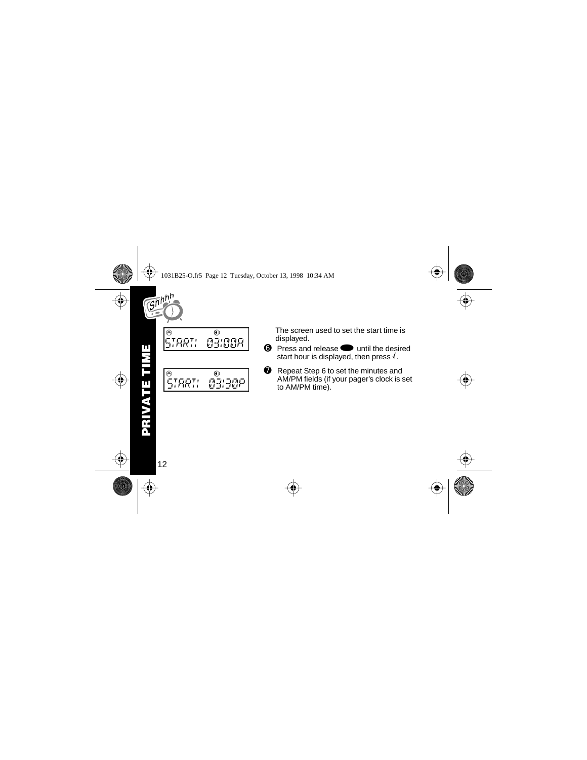START: 03:00A

START: 03:30P

The screen used to set the start time is displayed.

6. Press and release ⬬ until the desired start hour is displayed, then press √.

7. Repeat Step 6 to set the minutes and AM/PM fields (if your pager's clock is set to AM/PM time).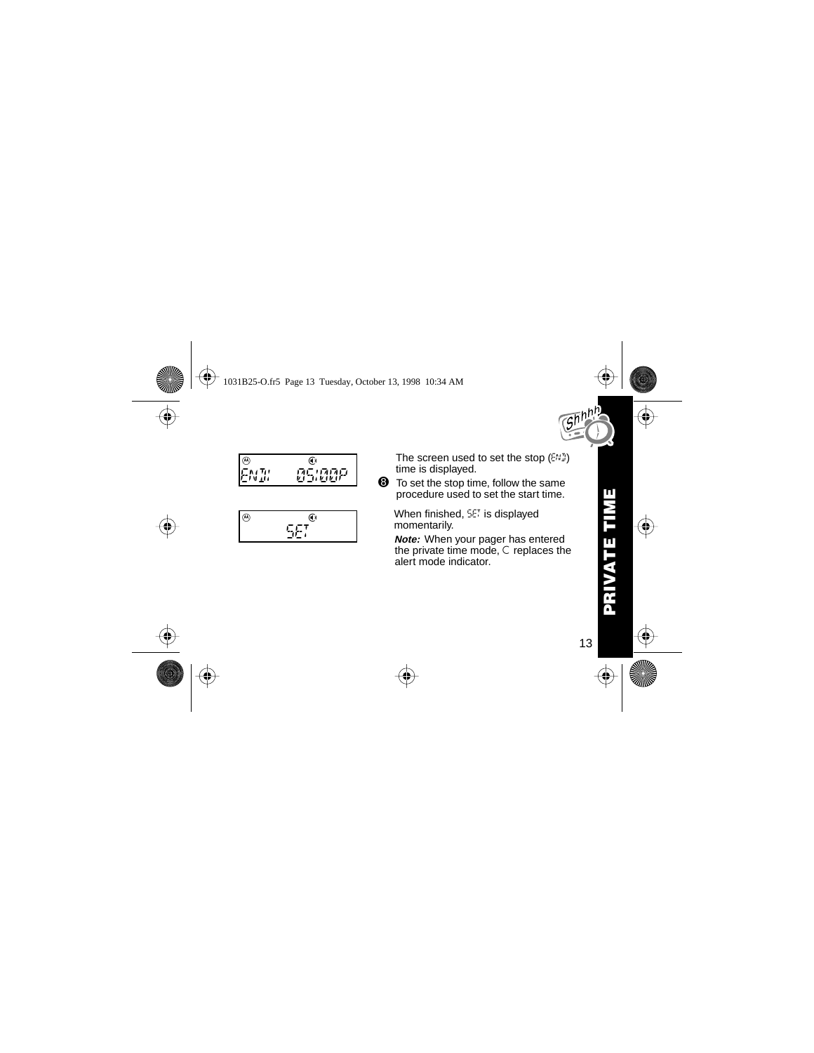ENIN 05:00P

SET

The screen used to set the stop (END) time is displayed.

8. To set the stop time, follow the same procedure used to set the start time.

When finished, SET is displayed momentarily.

***Note:*** When your pager has entered the private time mode, C replaces the alert mode indicator.

**PRIVATE TIME**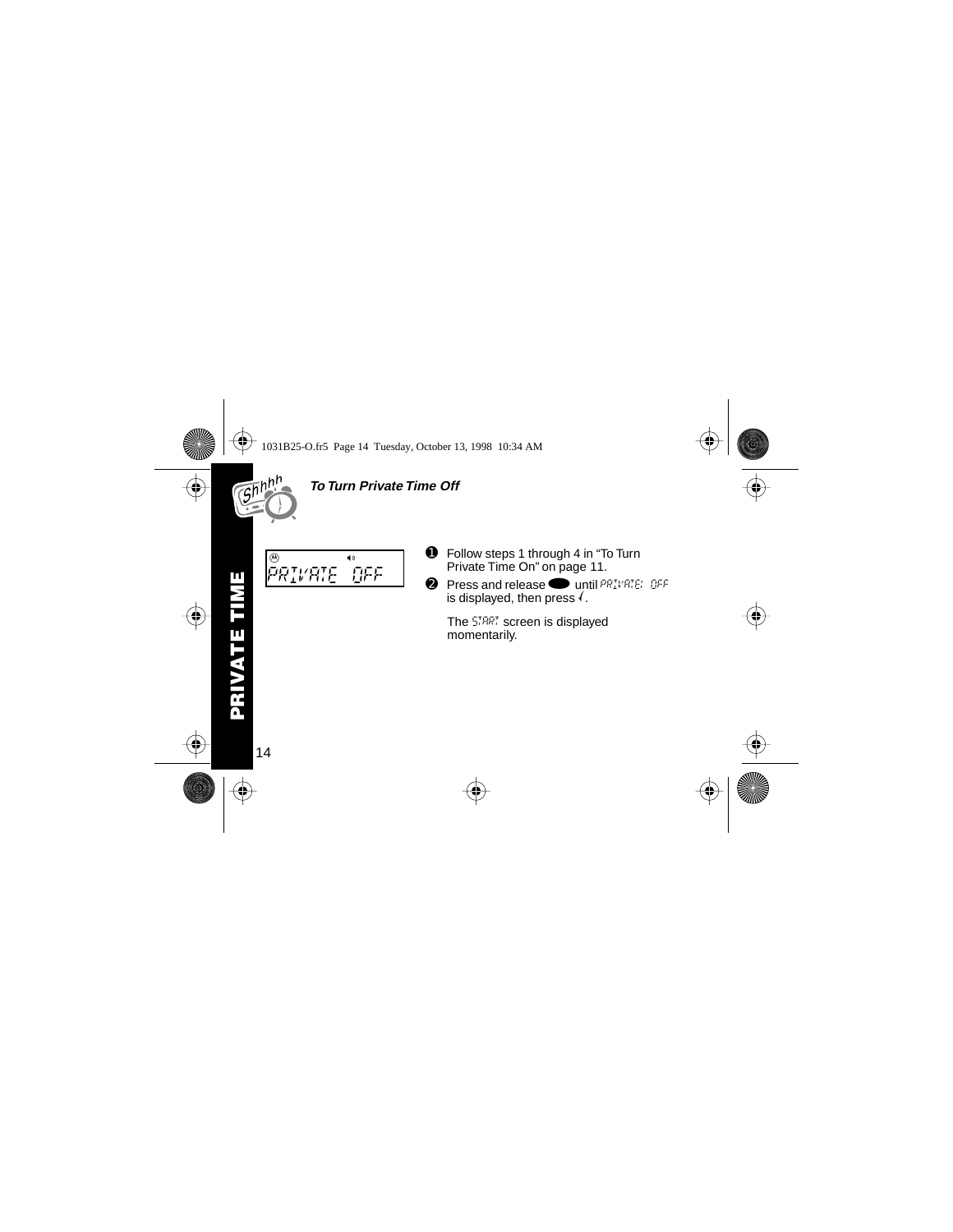### *To Turn Private Time Off*

PRIVATE OFF

1. Follow steps 1 through 4 in “To Turn Private Time On” on page 11.
2. Press and release ⬬ until PRIVATE: OFF is displayed, then press √.

   The START screen is displayed momentarily.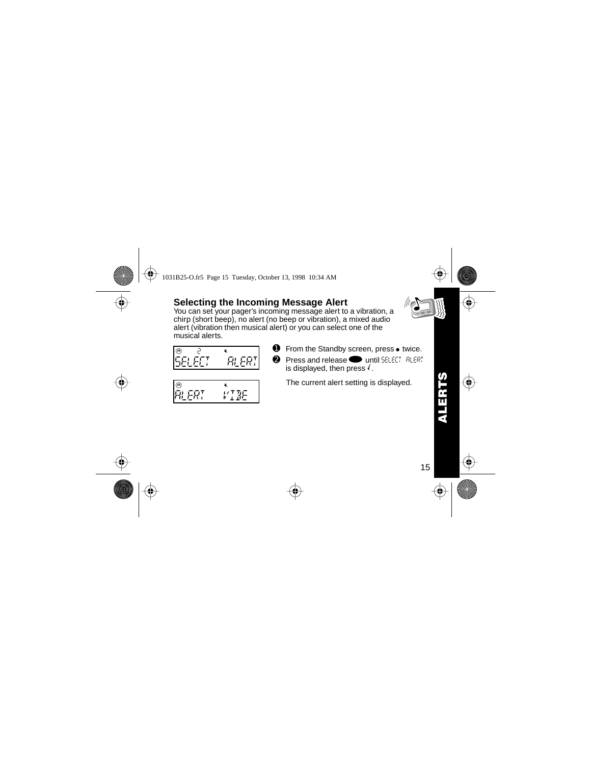## Selecting the Incoming Message Alert

You can set your pager's incoming message alert to a vibration, a chirp (short beep), no alert (no beep or vibration), a mixed audio alert (vibration then musical alert) or you can select one of the musical alerts.

SELECT ALERT

ALERT VIBE

❶ From the Standby screen, press ● twice.

❷ Press and release ⬬ until SELECT ALERT is displayed, then press √.

The current alert setting is displayed.

ALERTS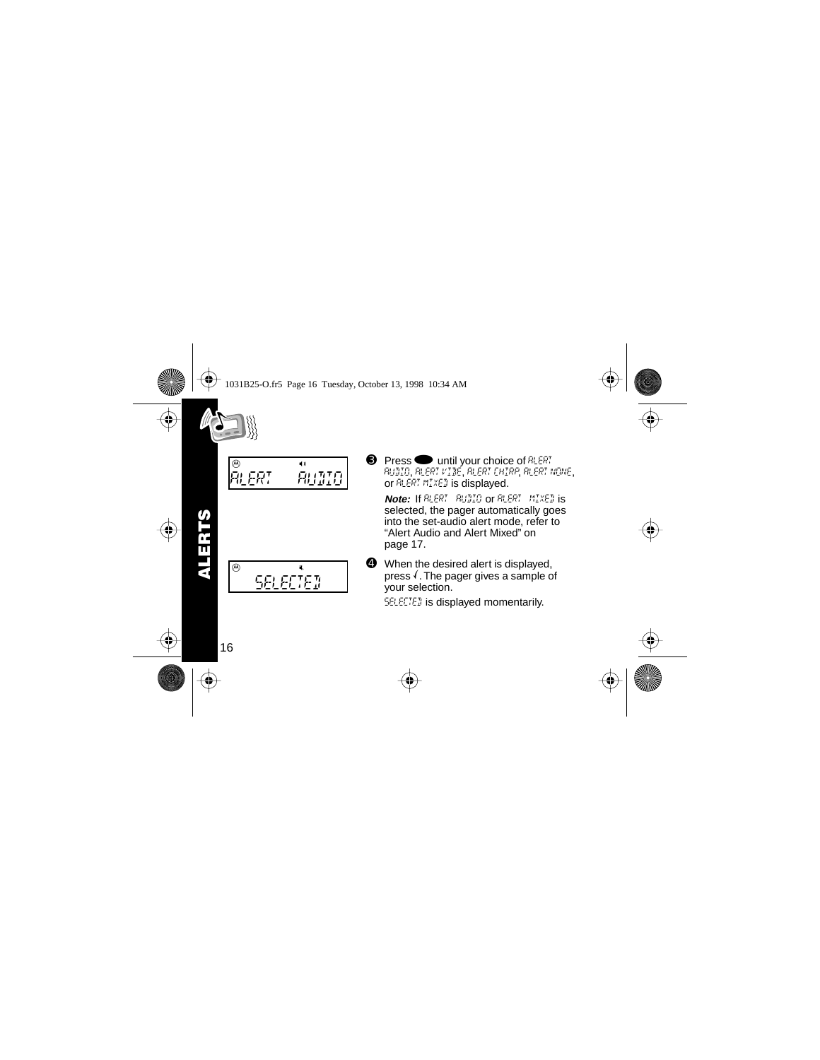ALERTS

ALERT AUDIO

SELECTED

❸ Press ⬬ until your choice of ALERT AUDIO, ALERT VIBE, ALERT CHIRP, ALERT NONE, or ALERT MIXED is displayed.

*Note:* If ALERT AUDIO or ALERT MIXED is selected, the pager automatically goes into the set-audio alert mode, refer to "Alert Audio and Alert Mixed" on page 17.

❹ When the desired alert is displayed, press √. The pager gives a sample of your selection.

SELECTED is displayed momentarily.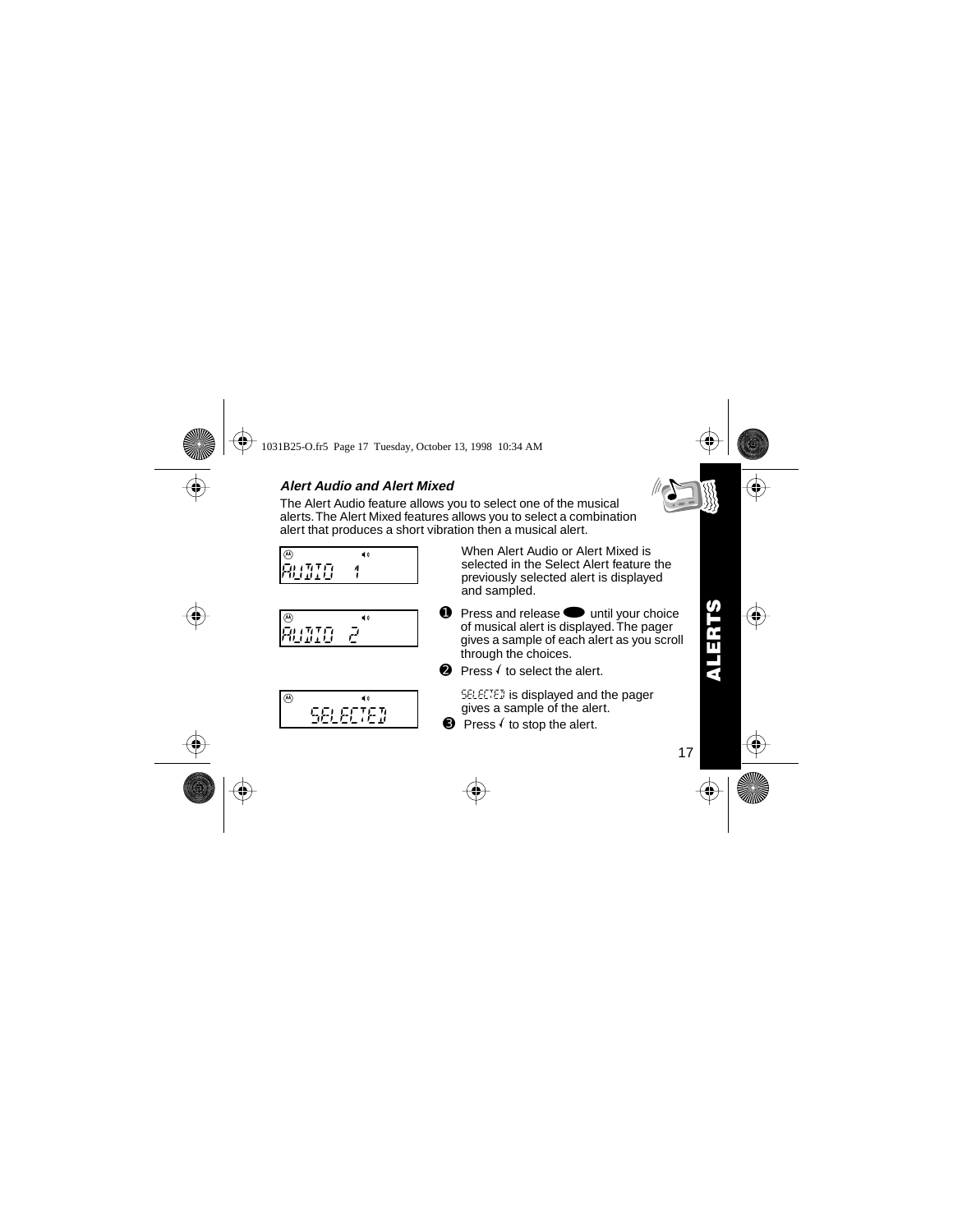### *Alert Audio and Alert Mixed*

The Alert Audio feature allows you to select one of the musical alerts. The Alert Mixed features allows you to select a combination alert that produces a short vibration then a musical alert.

AUDIO 1

When Alert Audio or Alert Mixed is selected in the Select Alert feature the previously selected alert is displayed and sampled.

AUDIO 2

1. Press and release ⬬ until your choice of musical alert is displayed. The pager gives a sample of each alert as you scroll through the choices.
2. Press √ to select the alert.

SELECTED

SELECTED is displayed and the pager gives a sample of the alert.

3. Press √ to stop the alert.

**ALERTS**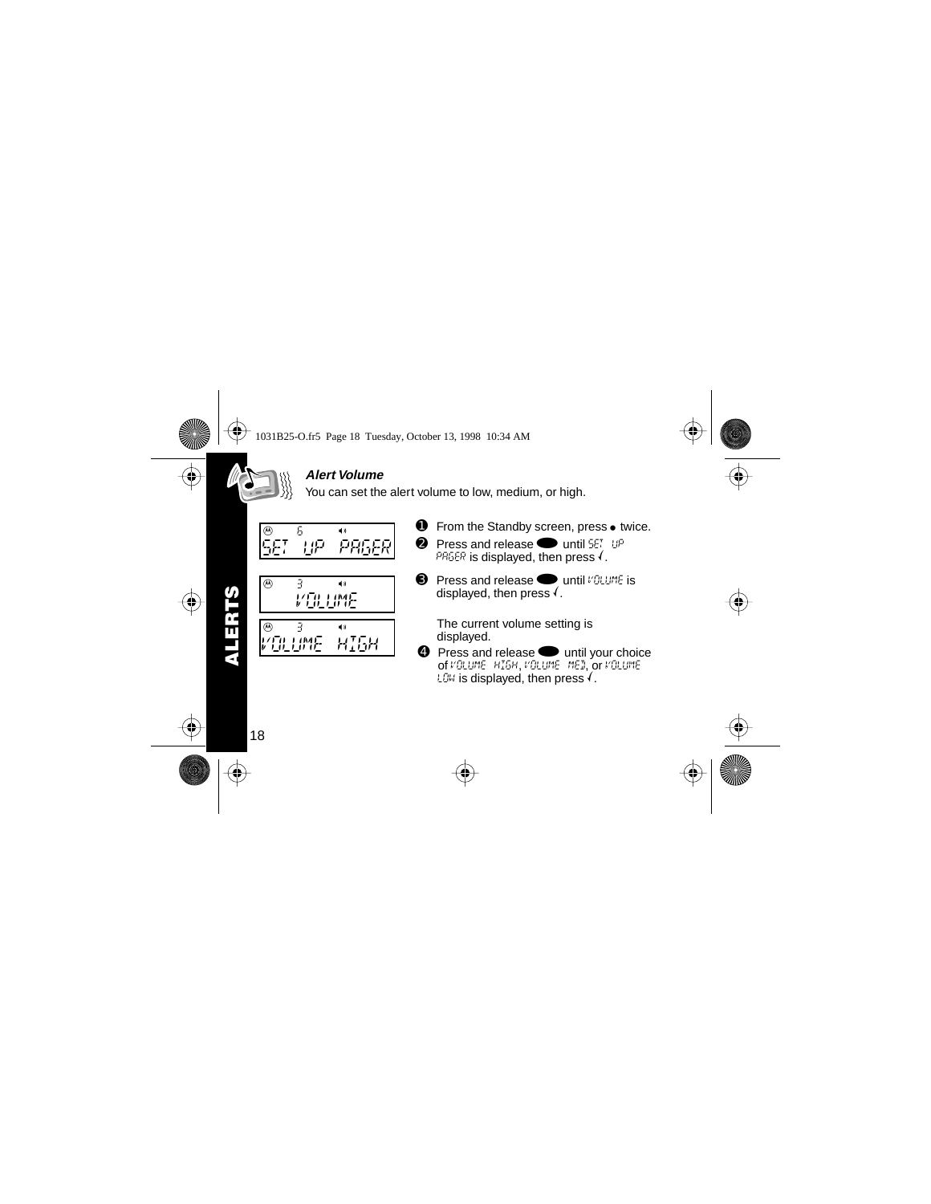## Alert Volume

You can set the alert volume to low, medium, or high.

❶ From the Standby screen, press ● twice.

❷ Press and release ⬬ until SET UP PAGER is displayed, then press √.

❸ Press and release ⬬ until VOLUME is displayed, then press √.

The current volume setting is displayed.

❹ Press and release ⬬ until your choice of VOLUME HIGH, VOLUME MED, or VOLUME LOW is displayed, then press √.

SET UP PAGER

VOLUME

VOLUME HIGH

ALERTS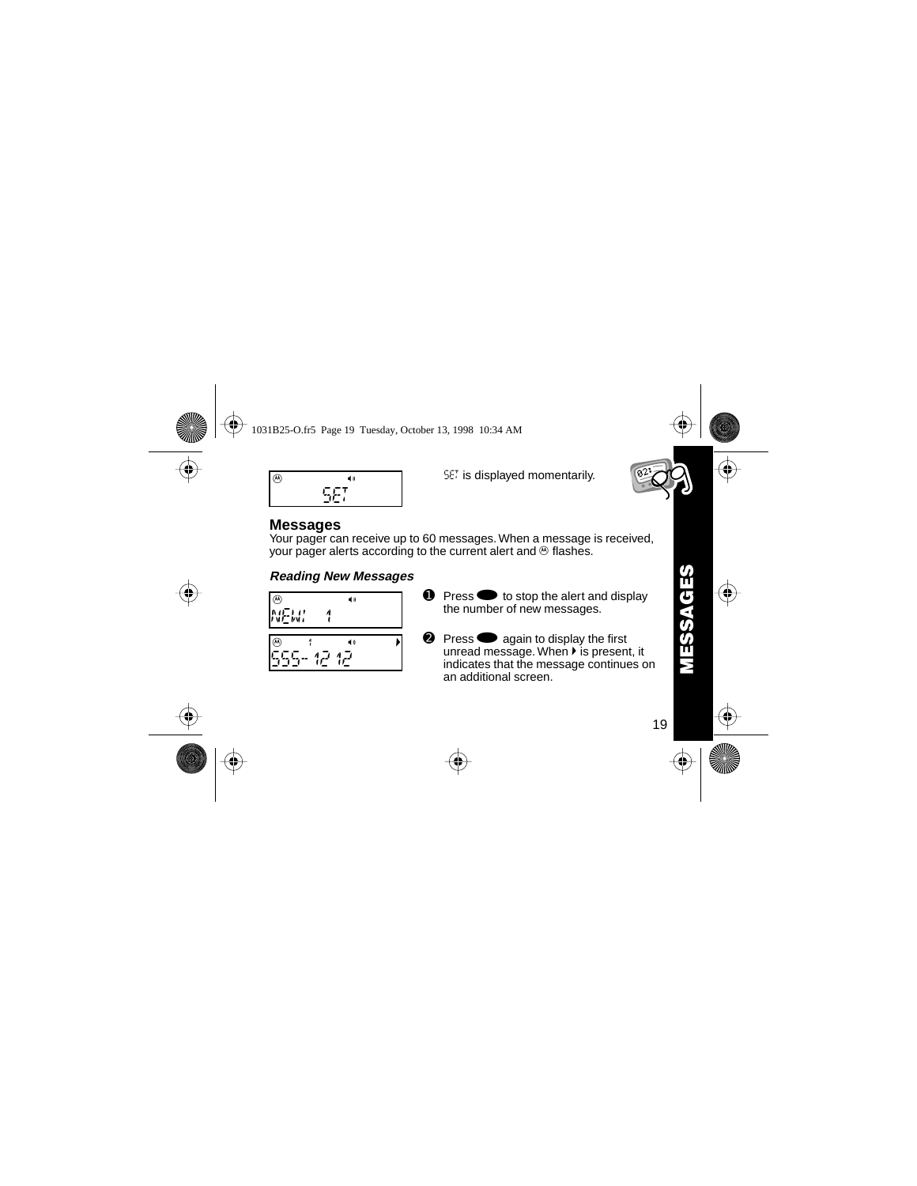SET

SET is displayed momentarily.

## Messages

Your pager can receive up to 60 messages. When a message is received, your pager alerts according to the current alert and ⓜ flashes.

### *Reading New Messages*

NEW! 1

555-1212

1. Press ● to stop the alert and display the number of new messages.
2. Press ● again to display the first unread message. When ▸ is present, it indicates that the message continues on an additional screen.

MESSAGES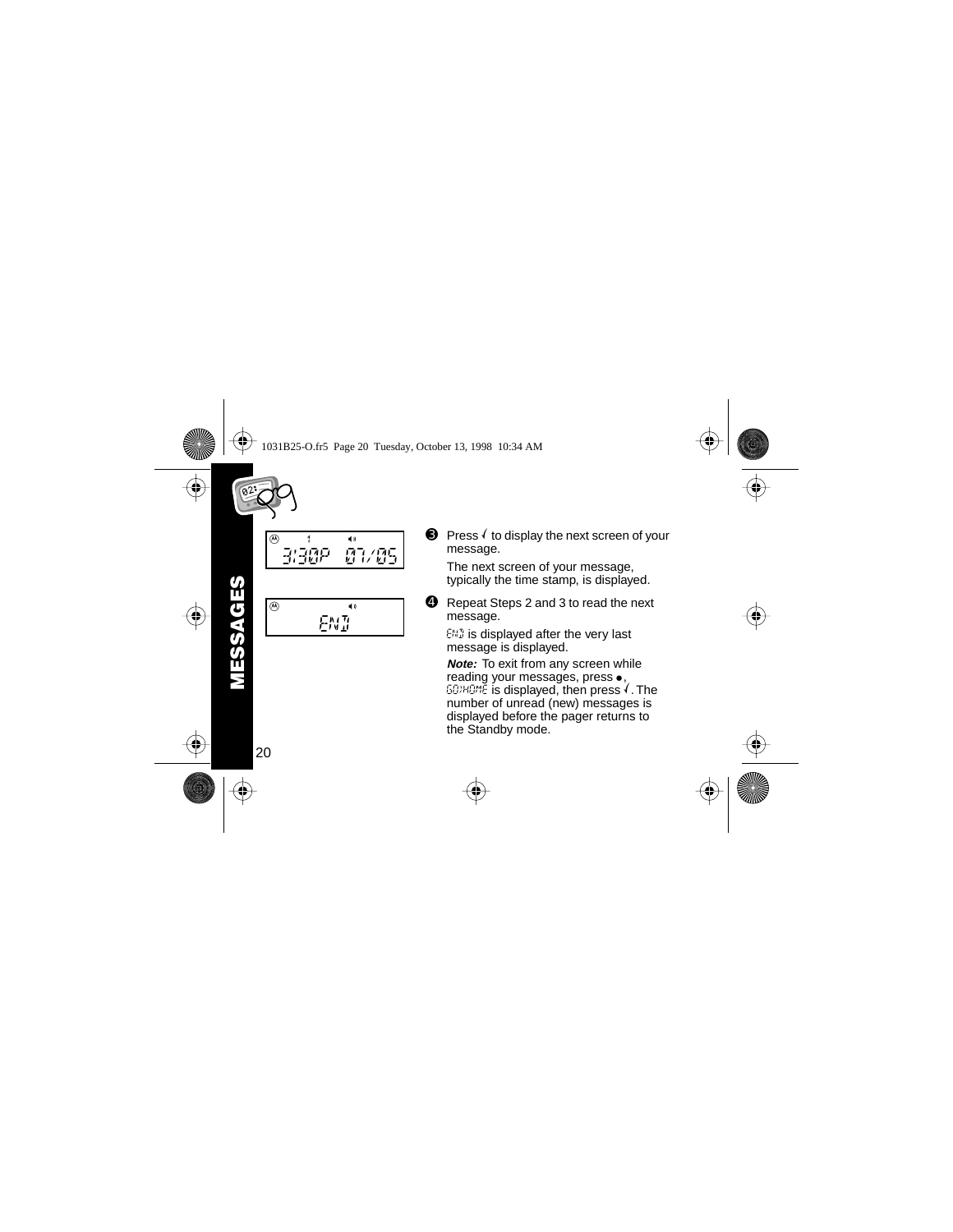MESSAGES

3:30P 07/05

END

❸ Press √ to display the next screen of your message.

The next screen of your message, typically the time stamp, is displayed.

❹ Repeat Steps 2 and 3 to read the next message.

END is displayed after the very last message is displayed.

***Note:*** To exit from any screen while reading your messages, press ●, GO>HOME is displayed, then press √. The number of unread (new) messages is displayed before the pager returns to the Standby mode.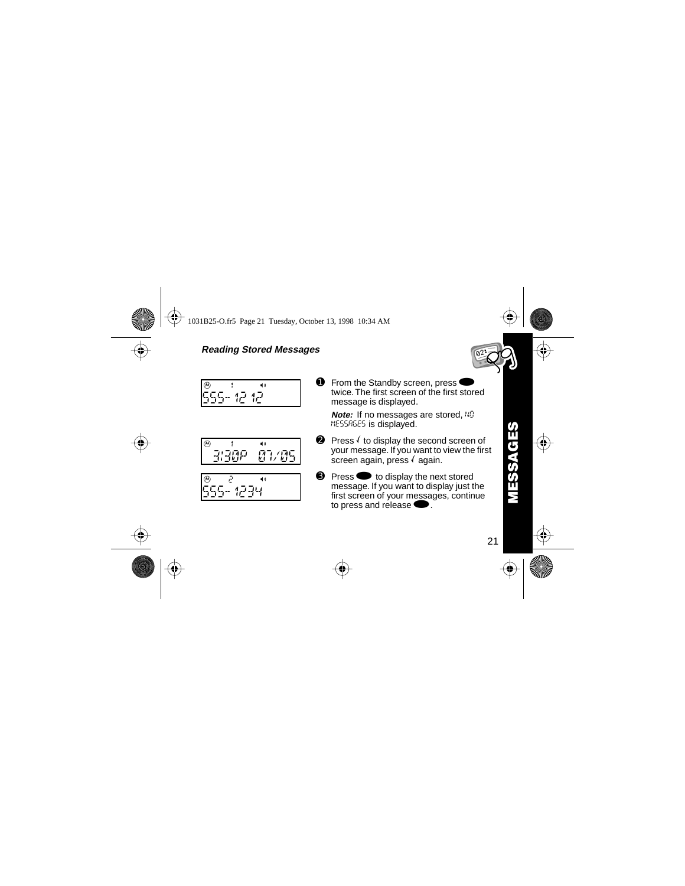### Reading Stored Messages

**MESSAGES**

1. From the Standby screen, press ⬬ twice. The first screen of the first stored message is displayed.

   ***Note:*** If no messages are stored, NO MESSAGES is displayed.

2. Press √ to display the second screen of your message. If you want to view the first screen again, press √ again.

3. Press ⬬ to display the next stored message. If you want to display just the first screen of your messages, continue to press and release ⬬.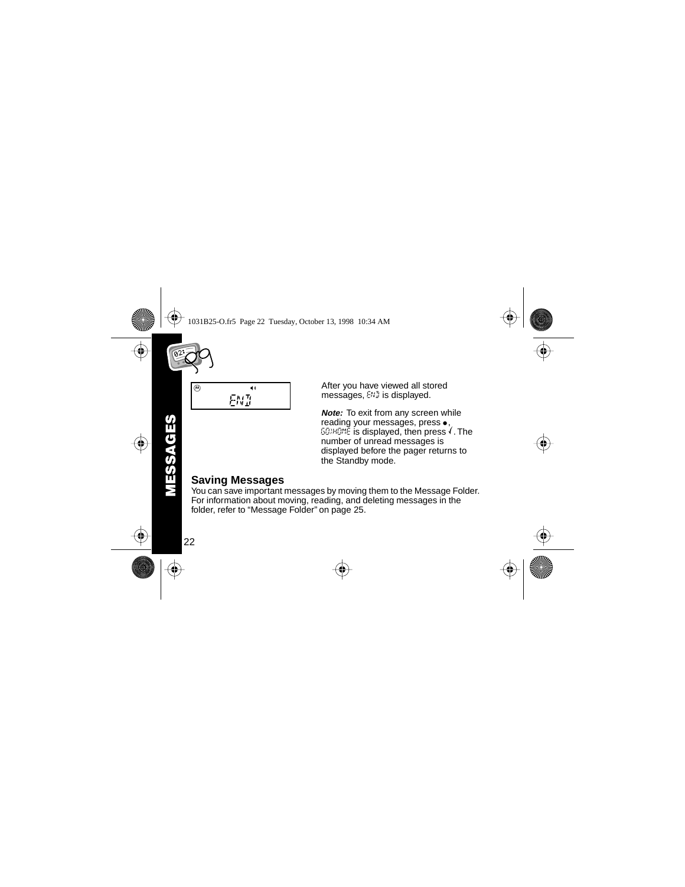After you have viewed all stored messages, END is displayed.

***Note:*** To exit from any screen while reading your messages, press ●, GO/HOME is displayed, then press √. The number of unread messages is displayed before the pager returns to the Standby mode.

## Saving Messages

You can save important messages by moving them to the Message Folder. For information about moving, reading, and deleting messages in the folder, refer to “Message Folder” on page 25.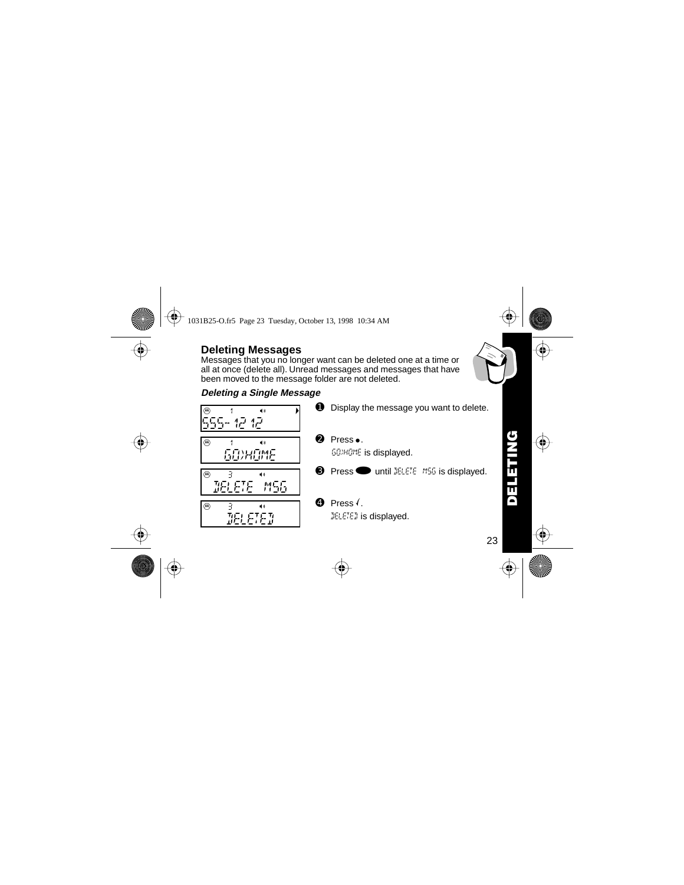## Deleting Messages

Messages that you no longer want can be deleted one at a time or all at once (delete all). Unread messages and messages that have been moved to the message folder are not deleted.

### *Deleting a Single Message*

1. Display the message you want to delete.
2. Press ●.
   GO)HOME is displayed.
3. Press ⬬ until DELETE MSG is displayed.
4. Press √.
   DELETED is displayed.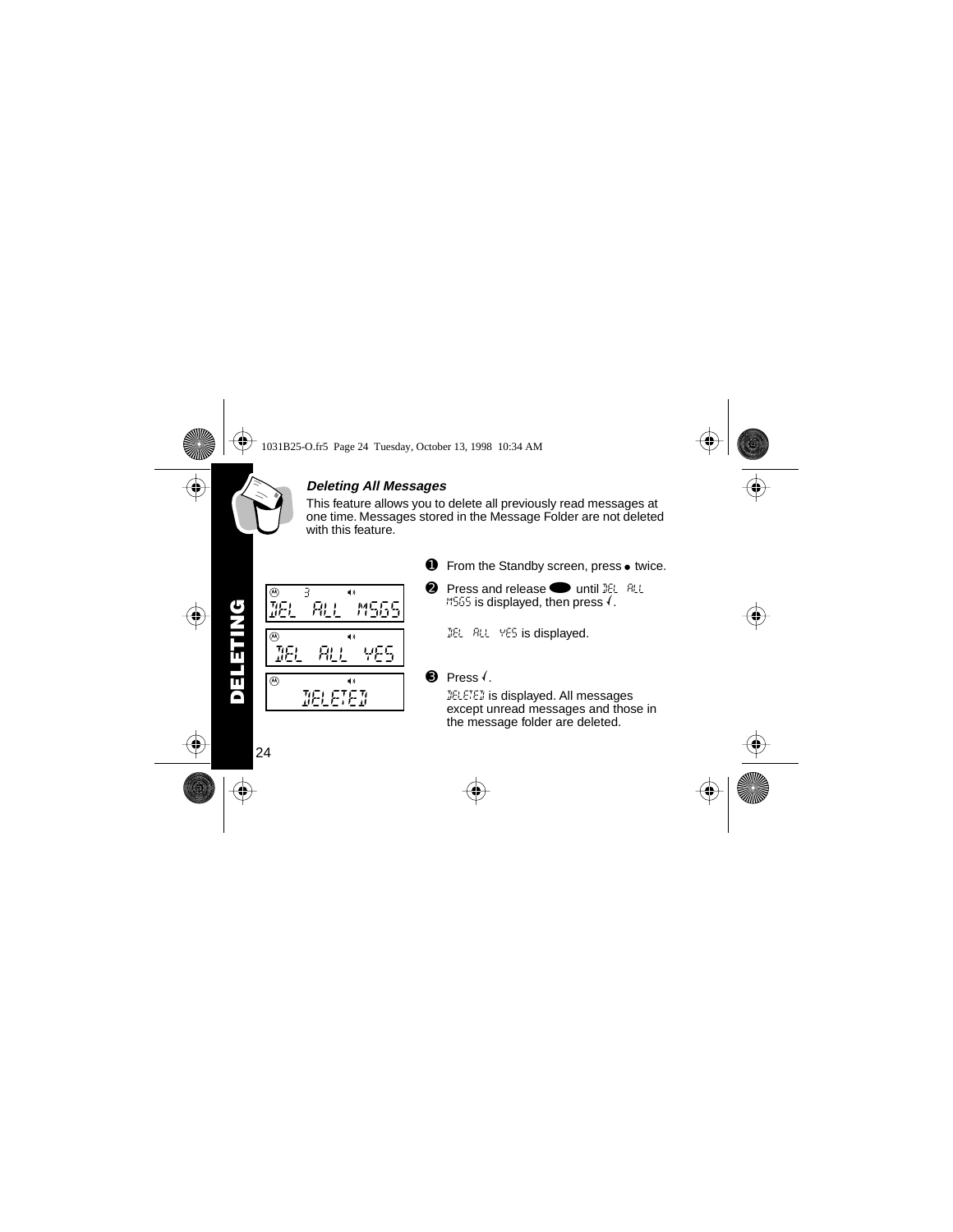### *Deleting All Messages*

This feature allows you to delete all previously read messages at one time. Messages stored in the Message Folder are not deleted with this feature.

DEL ALL MSGS

DEL ALL YES

DELETED

1. From the Standby screen, press ● twice.
2. Press and release ⬬ until DEL ALL MSGS is displayed, then press √.

   DEL ALL YES is displayed.
3. Press √.

   DELETED is displayed. All messages except unread messages and those in the message folder are deleted.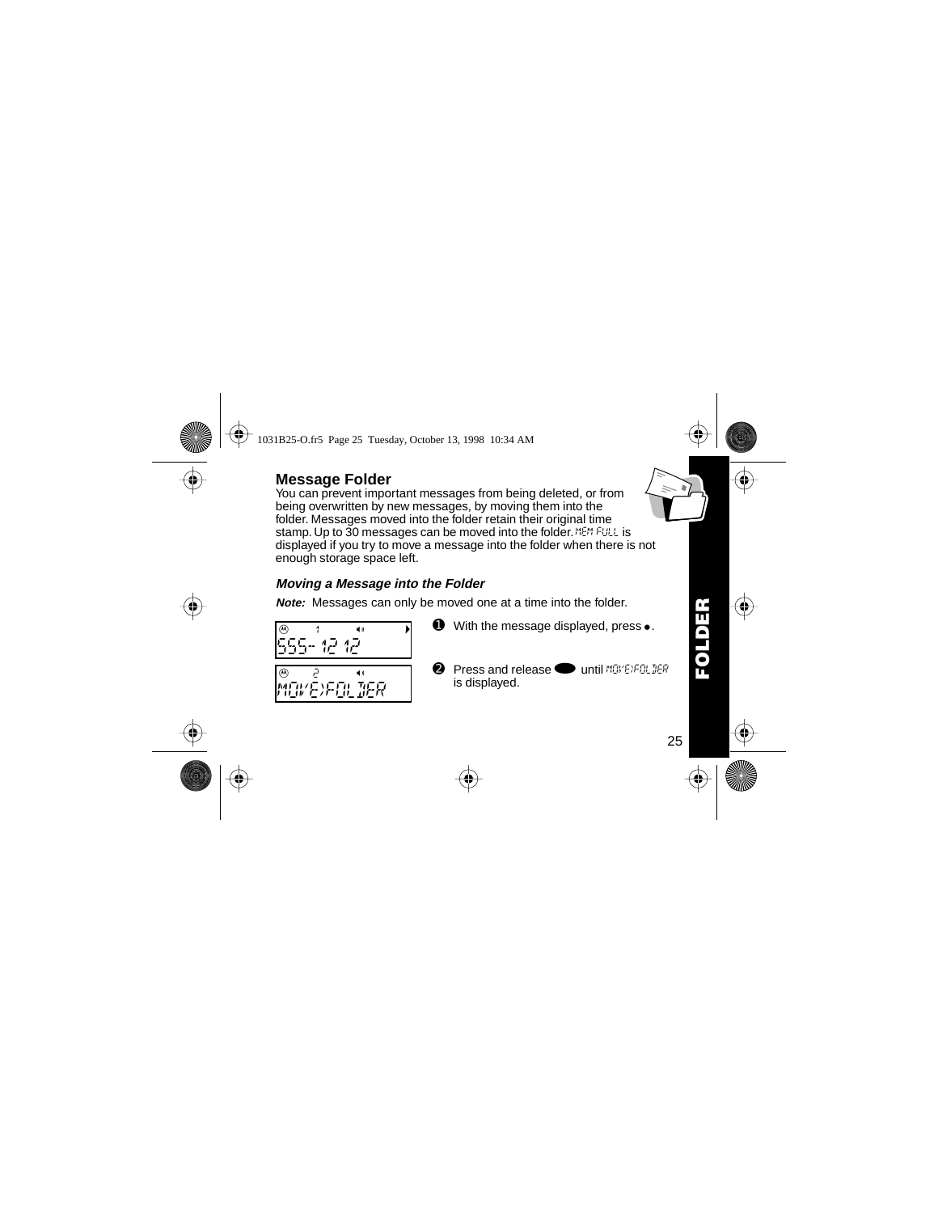## Message Folder

You can prevent important messages from being deleted, or from being overwritten by new messages, by moving them into the folder. Messages moved into the folder retain their original time stamp. Up to 30 messages can be moved into the folder. MEM FULL is displayed if you try to move a message into the folder when there is not enough storage space left.

### *Moving a Message into the Folder*

***Note:*** Messages can only be moved one at a time into the folder.

555-1212

MOVE>FOLDER

1. With the message displayed, press ●.
2. Press and release ⬬ until MOVE>FOLDER is displayed.

FOLDER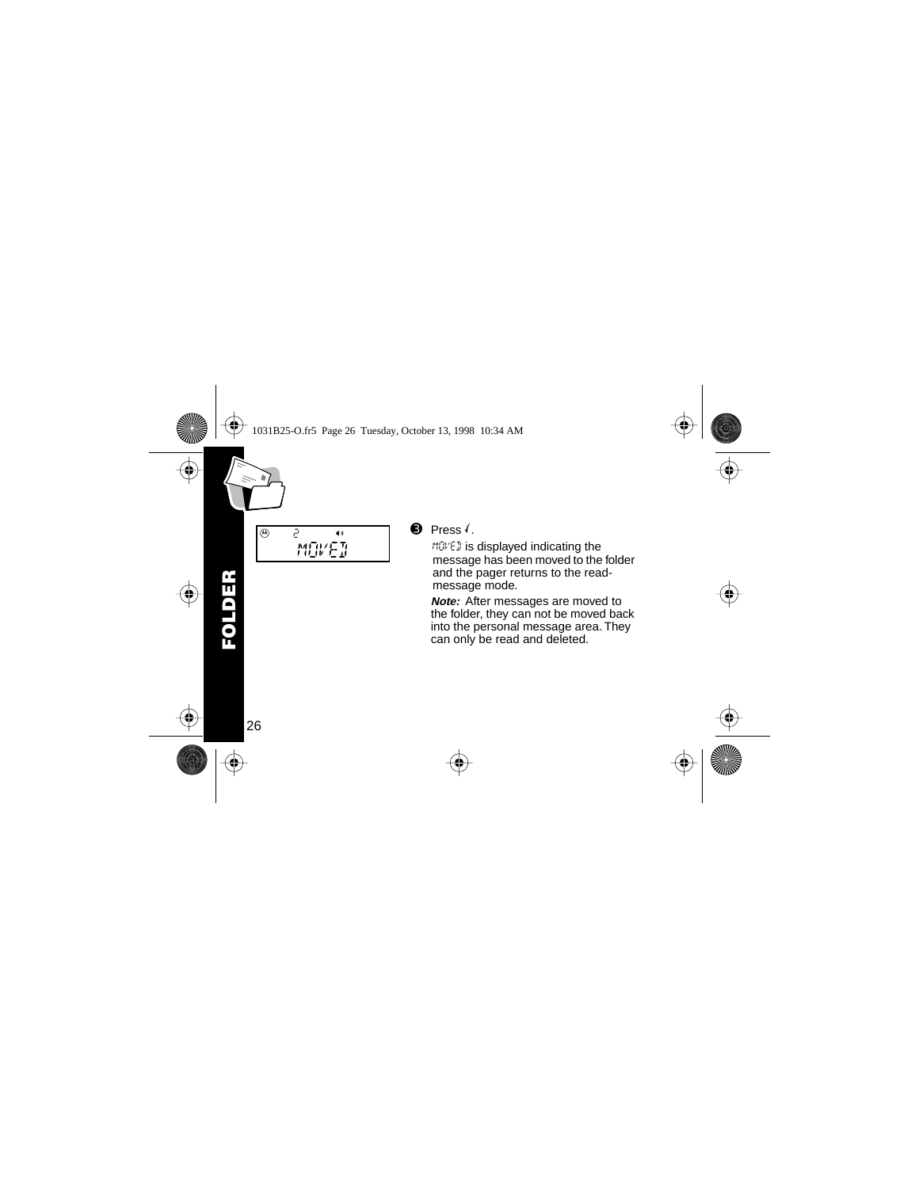**FOLDER**

MOVED

❸ Press √.

MOVED is displayed indicating the message has been moved to the folder and the pager returns to the read-message mode.

***Note:*** After messages are moved to the folder, they can not be moved back into the personal message area. They can only be read and deleted.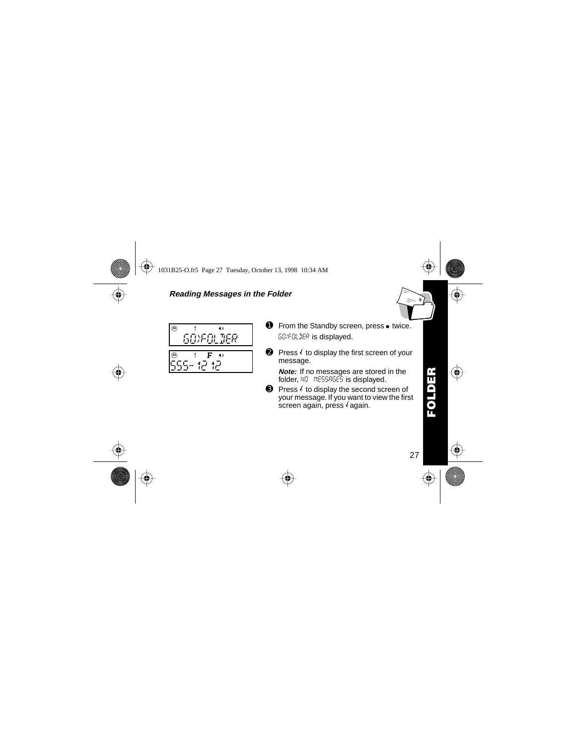### *Reading Messages in the Folder*

GO>FOLDER

555-1212

❶ From the Standby screen, press ● twice. GO>FOLDER is displayed.

❷ Press √ to display the first screen of your message.

*Note:* If no messages are stored in the folder, NO MESSAGES is displayed.

❸ Press √ to display the second screen of your message. If you want to view the first screen again, press √ again.

**FOLDER**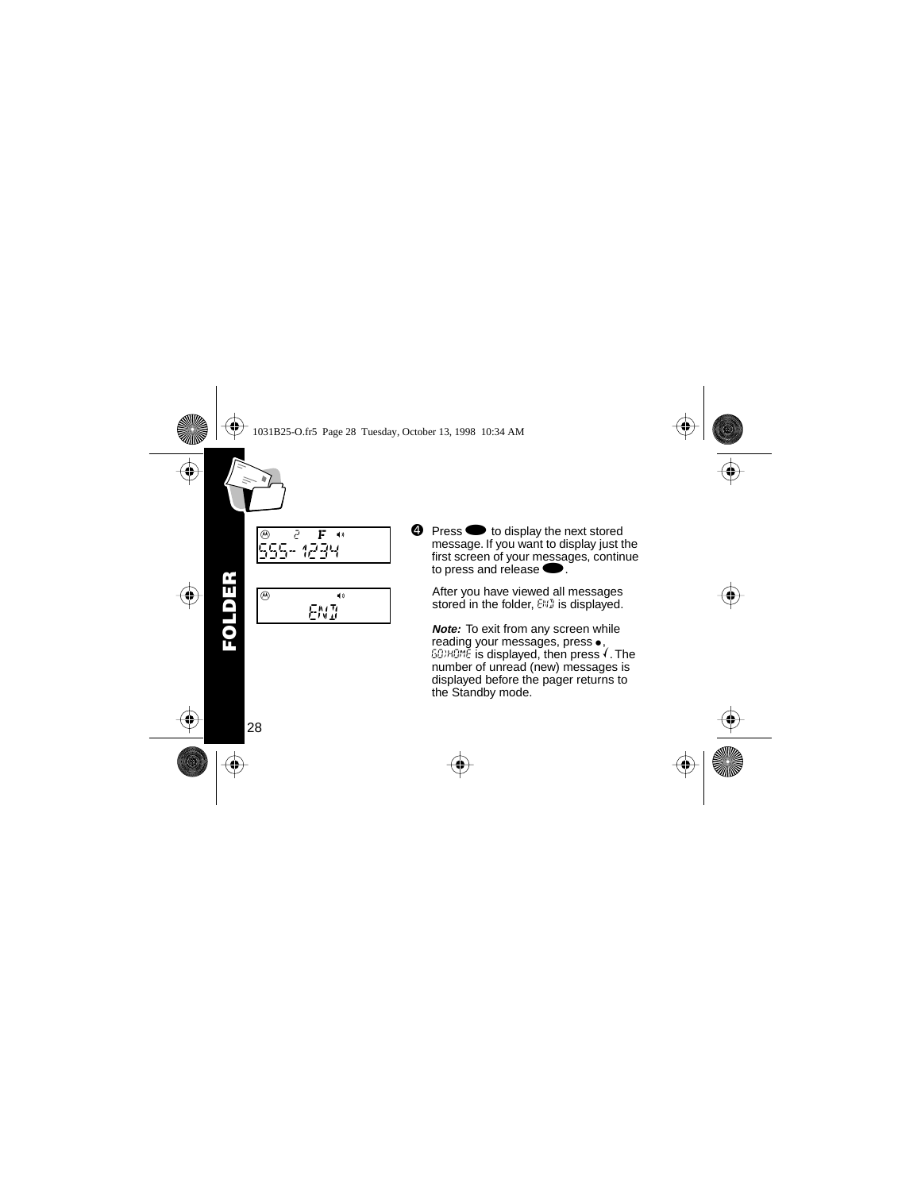**FOLDER**

555-1234

END

❹ Press ⬬ to display the next stored message. If you want to display just the first screen of your messages, continue to press and release ⬬.

After you have viewed all messages stored in the folder, END is displayed.

***Note:*** To exit from any screen while reading your messages, press ●, GOTHOME is displayed, then press √. The number of unread (new) messages is displayed before the pager returns to the Standby mode.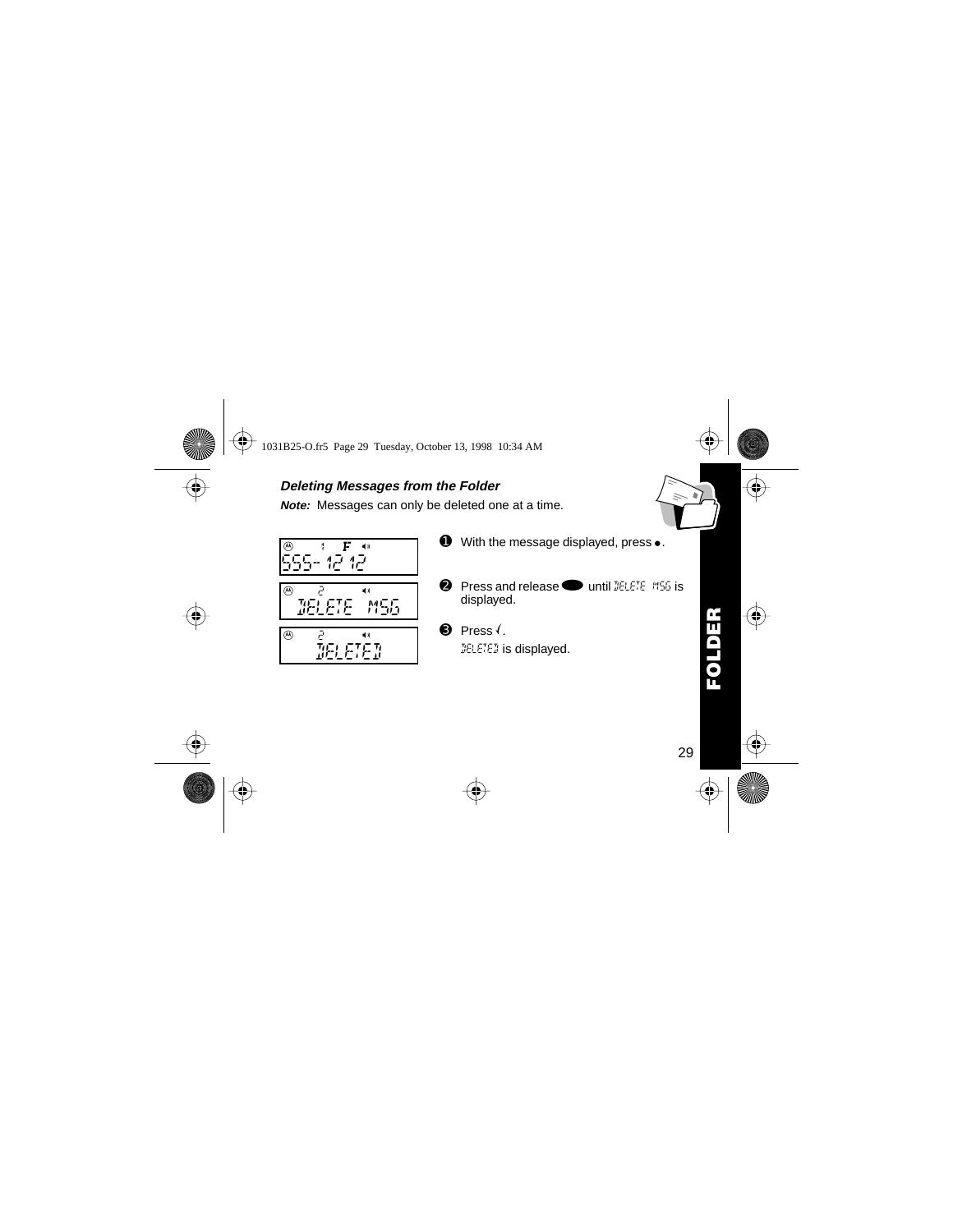### Deleting Messages from the Folder

***Note:*** Messages can only be deleted one at a time.

1. With the message displayed, press ●.

2. Press and release ⬬ until DELETE MSG is displayed.

3. Press √.

   DELETED is displayed.

FOLDER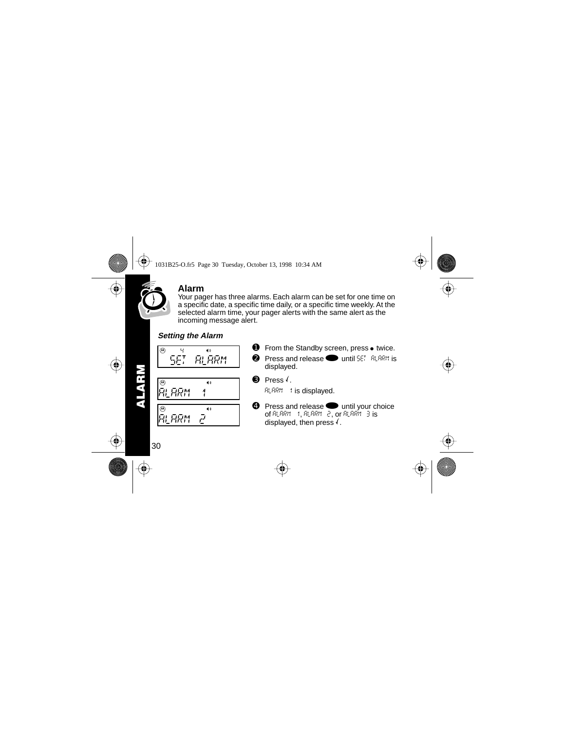## Alarm

Your pager has three alarms. Each alarm can be set for one time on a specific date, a specific time daily, or a specific time weekly. At the selected alarm time, your pager alerts with the same alert as the incoming message alert.

### *Setting the Alarm*

SET ALARM

ALARM 1

ALARM 2

1. From the Standby screen, press ● twice.
2. Press and release ⬬ until SET ALARM is displayed.
3. Press √.
   ALARM 1 is displayed.
4. Press and release ⬬ until your choice of ALARM 1, ALARM 2, or ALARM 3 is displayed, then press √.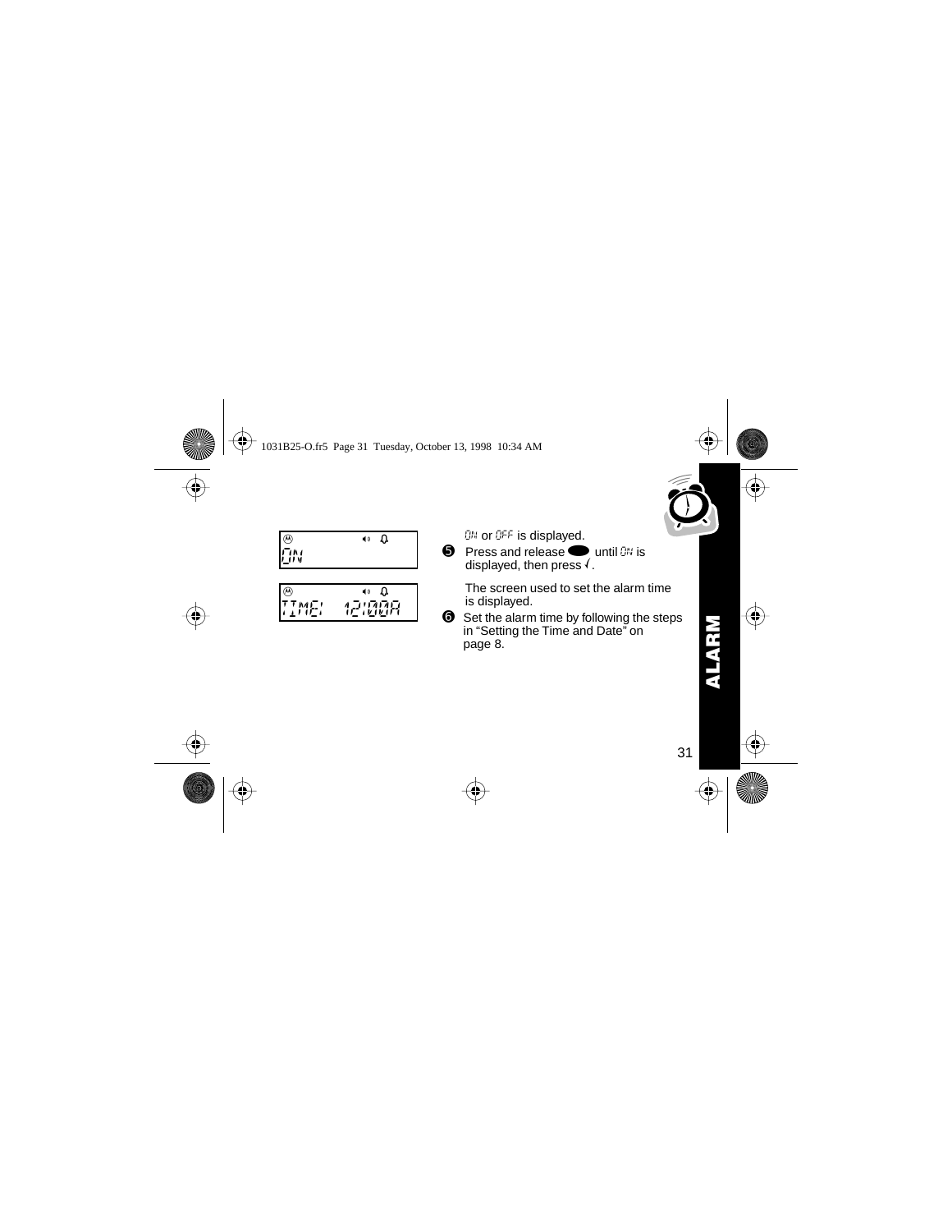ON or OFF is displayed.

5. Press and release ⬬ until ON is displayed, then press √.

   The screen used to set the alarm time is displayed.

6. Set the alarm time by following the steps in "Setting the Time and Date" on page 8.

ON

TIME: 12:00A

ALARM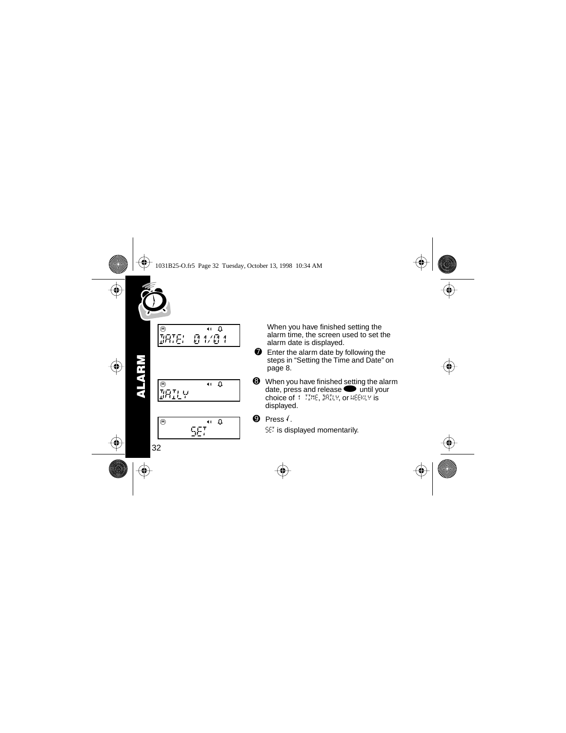# ALARM

DATE: 01/01

When you have finished setting the alarm time, the screen used to set the alarm date is displayed.

7. Enter the alarm date by following the steps in "Setting the Time and Date" on page 8.

DAILY

8. When you have finished setting the alarm date, press and release ⬬ until your choice of 1 TIME, DAILY, or WEEKLY is displayed.

SET

9. Press √.

   SET is displayed momentarily.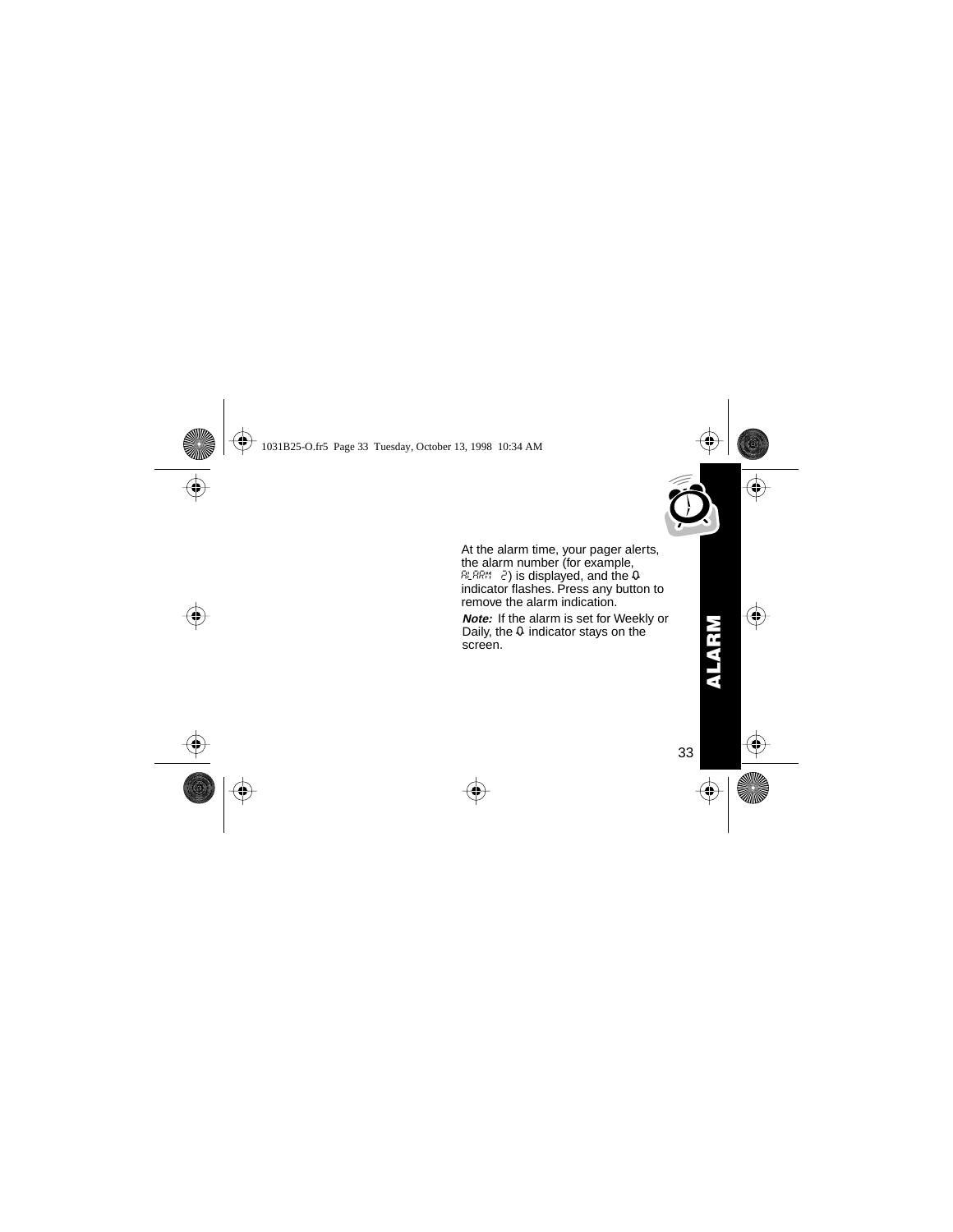At the alarm time, your pager alerts, the alarm number (for example, ALARM 2) is displayed, and the 🔔 indicator flashes. Press any button to remove the alarm indication.

***Note:*** If the alarm is set for Weekly or Daily, the 🔔 indicator stays on the screen.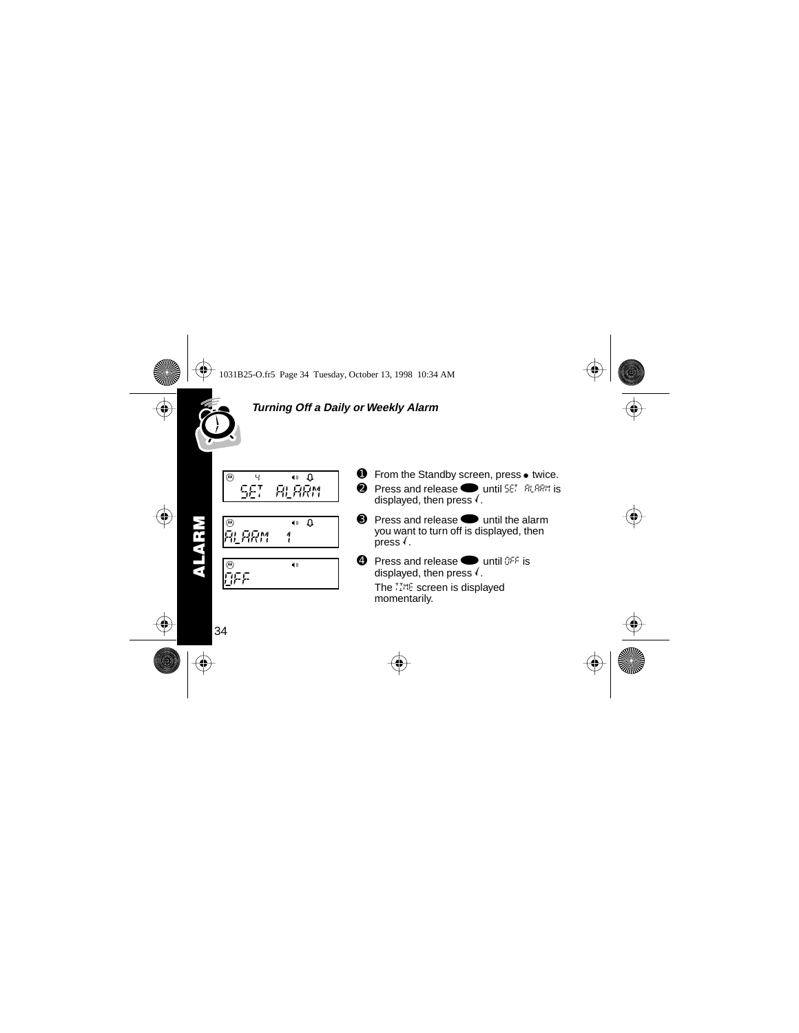### *Turning Off a Daily or Weekly Alarm*

SET ALARM

ALARM 1

OFF

1. From the Standby screen, press ● twice.
2. Press and release ⬬ until SET ALARM is displayed, then press ✓.
3. Press and release ⬬ until the alarm you want to turn off is displayed, then press ✓.
4. Press and release ⬬ until OFF is displayed, then press ✓.

   The TIME screen is displayed momentarily.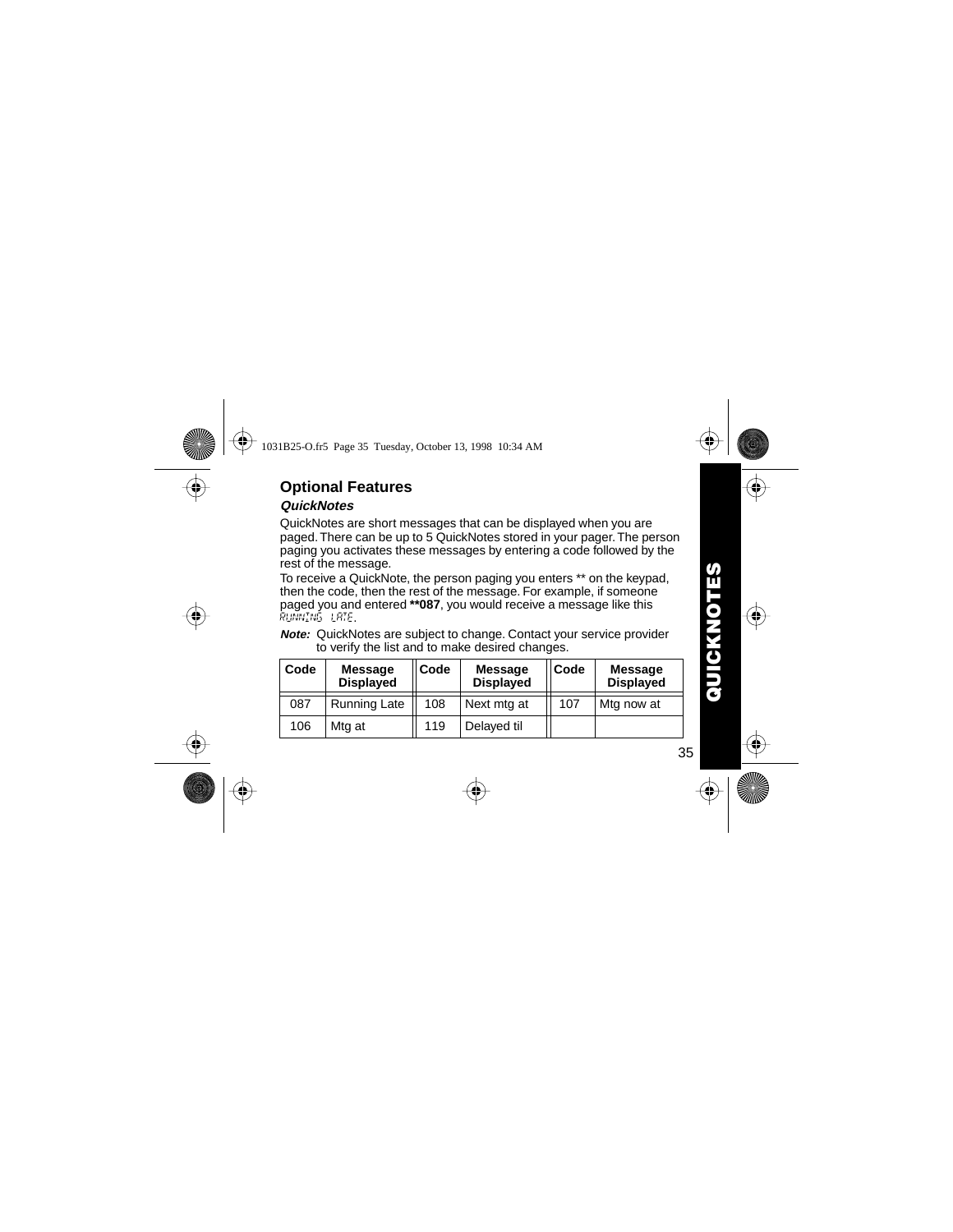## Optional Features

### *QuickNotes*

QuickNotes are short messages that can be displayed when you are paged. There can be up to 5 QuickNotes stored in your pager. The person paging you activates these messages by entering a code followed by the rest of the message.

To receive a QuickNote, the person paging you enters ** on the keypad, then the code, then the rest of the message. For example, if someone paged you and entered **\*\*087**, you would receive a message like this RUNNING LATE.

***Note:*** QuickNotes are subject to change. Contact your service provider to verify the list and to make desired changes.

| Code | Message Displayed | Code | Message Displayed | Code | Message Displayed |
|---|---|---|---|---|---|
| 087 | Running Late | 108 | Next mtg at | 107 | Mtg now at |
| 106 | Mtg at | 119 | Delayed til | | |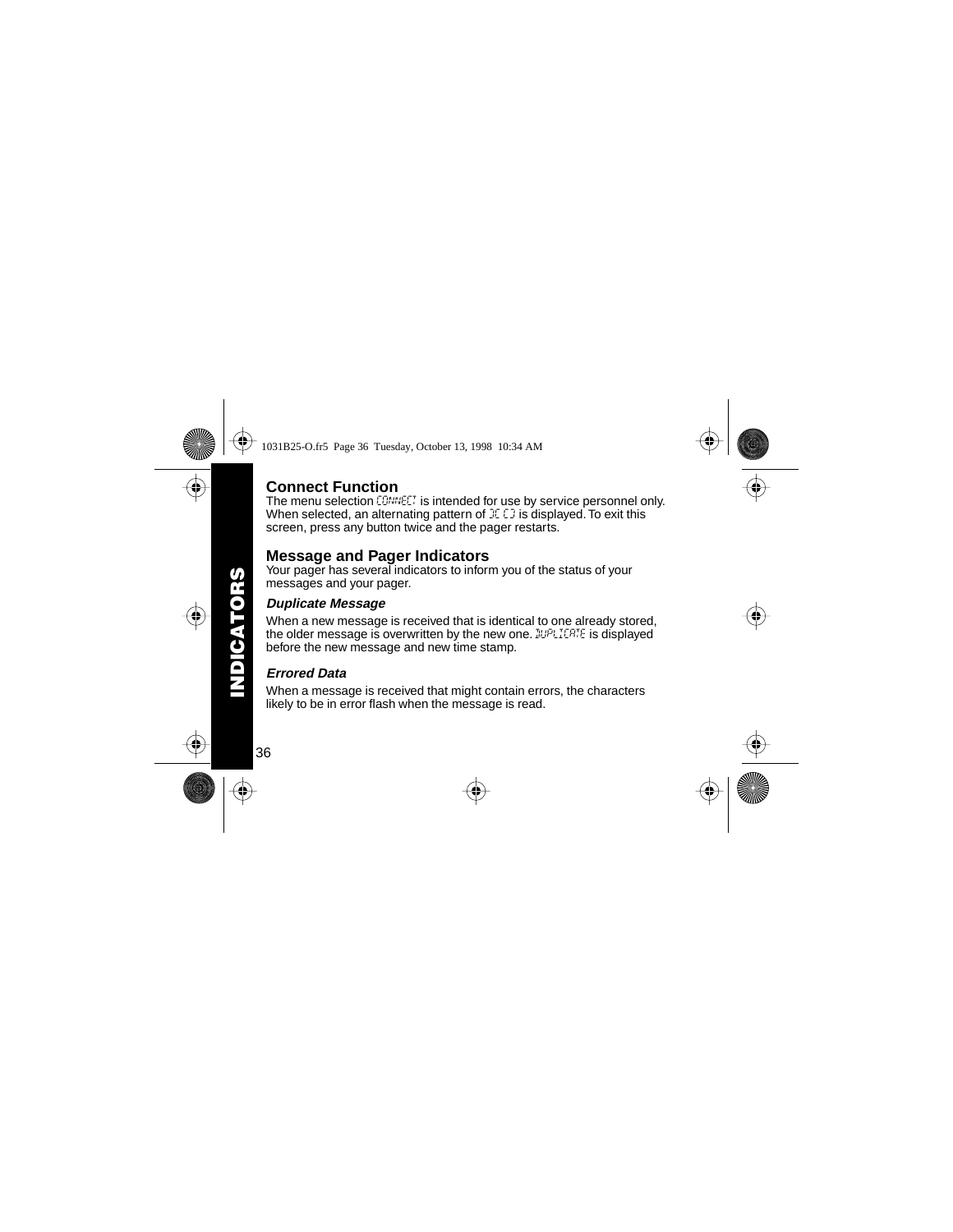## Connect Function

The menu selection CONNECT is intended for use by service personnel only. When selected, an alternating pattern of ][ [] is displayed. To exit this screen, press any button twice and the pager restarts.

## Message and Pager Indicators

Your pager has several indicators to inform you of the status of your messages and your pager.

### *Duplicate Message*

When a new message is received that is identical to one already stored, the older message is overwritten by the new one. DUPLICATE is displayed before the new message and new time stamp.

### *Errored Data*

When a message is received that might contain errors, the characters likely to be in error flash when the message is read.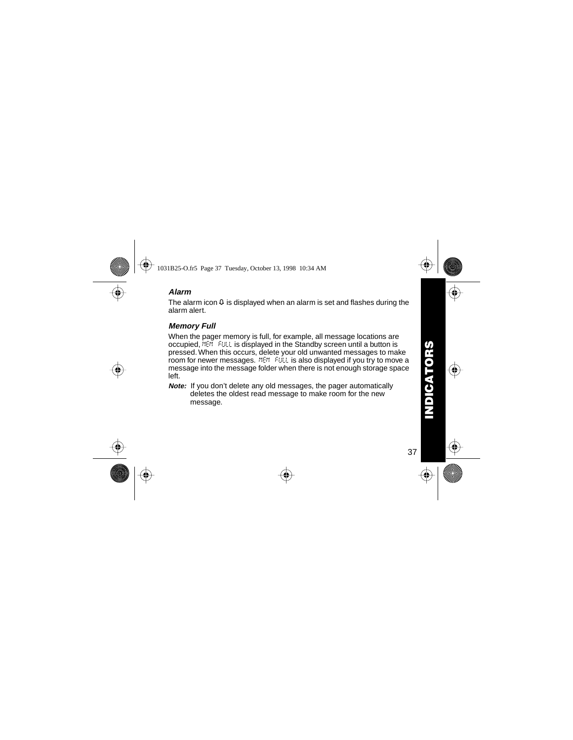### *Alarm*

The alarm icon ♫ is displayed when an alarm is set and flashes during the alarm alert.

### *Memory Full*

When the pager memory is full, for example, all message locations are occupied, MEM FULL is displayed in the Standby screen until a button is pressed. When this occurs, delete your old unwanted messages to make room for newer messages. MEM FULL is also displayed if you try to move a message into the message folder when there is not enough storage space left.

***Note:*** If you don't delete any old messages, the pager automatically deletes the oldest read message to make room for the new message.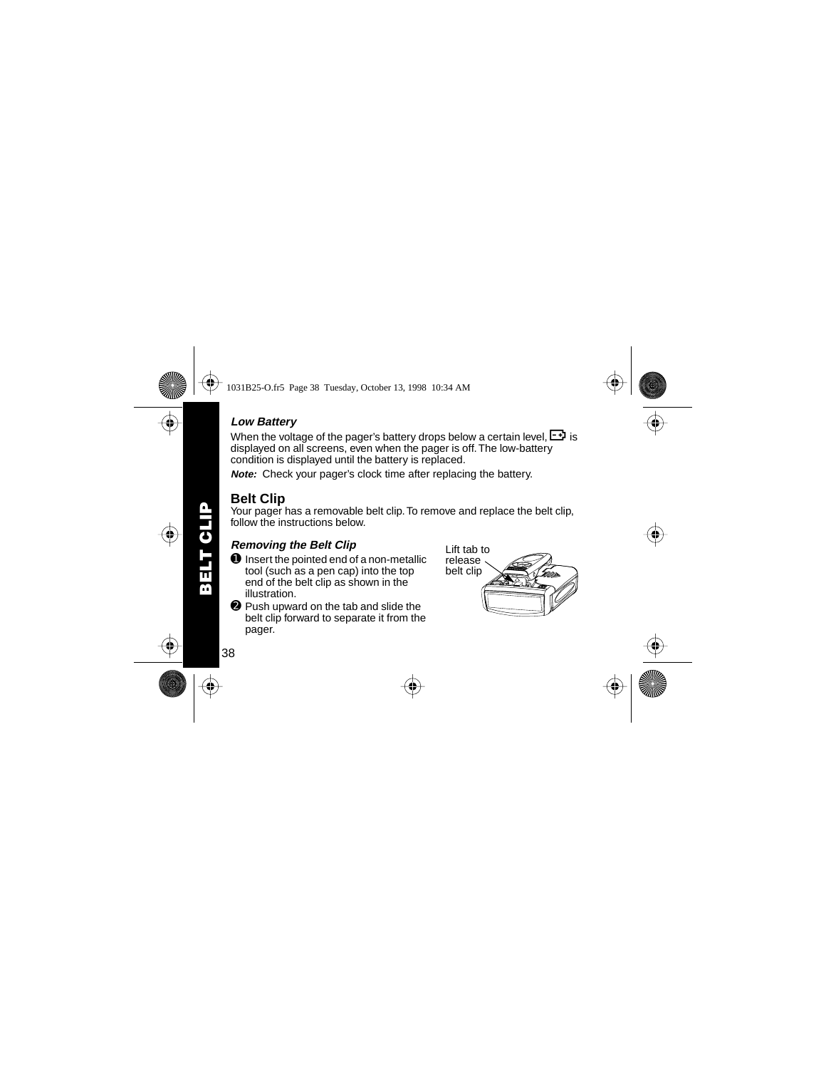### *Low Battery*

When the voltage of the pager's battery drops below a certain level, [battery icon] is displayed on all screens, even when the pager is off. The low-battery condition is displayed until the battery is replaced.

***Note:*** Check your pager's clock time after replacing the battery.

## Belt Clip

Your pager has a removable belt clip. To remove and replace the belt clip, follow the instructions below.

### *Removing the Belt Clip*

1. Insert the pointed end of a non-metallic tool (such as a pen cap) into the top end of the belt clip as shown in the illustration.
2. Push upward on the tab and slide the belt clip forward to separate it from the pager.

Lift tab to release belt clip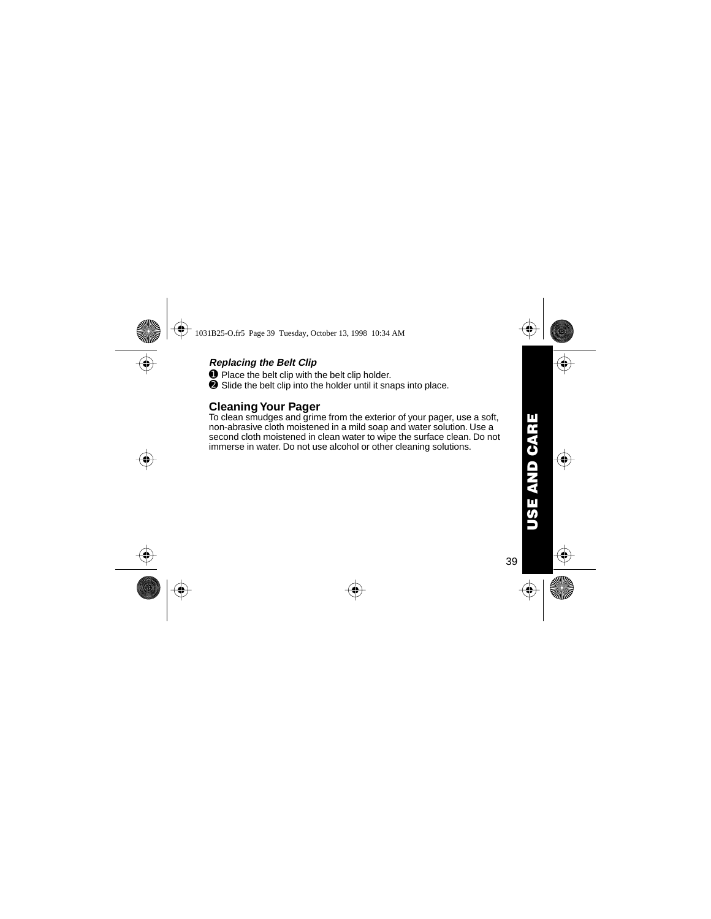### *Replacing the Belt Clip*

➊ Place the belt clip with the belt clip holder.
➋ Slide the belt clip into the holder until it snaps into place.

## Cleaning Your Pager

To clean smudges and grime from the exterior of your pager, use a soft, non-abrasive cloth moistened in a mild soap and water solution. Use a second cloth moistened in clean water to wipe the surface clean. Do not immerse in water. Do not use alcohol or other cleaning solutions.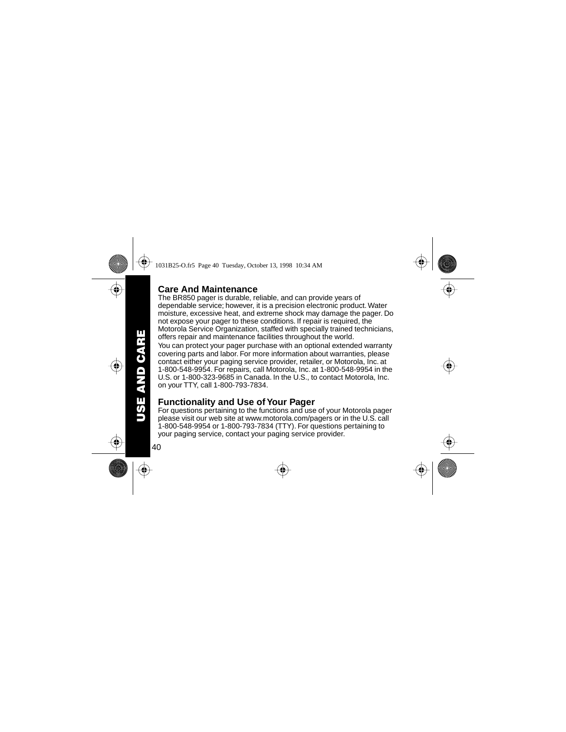## Care And Maintenance

The BR850 pager is durable, reliable, and can provide years of dependable service; however, it is a precision electronic product. Water moisture, excessive heat, and extreme shock may damage the pager. Do not expose your pager to these conditions. If repair is required, the Motorola Service Organization, staffed with specially trained technicians, offers repair and maintenance facilities throughout the world.

You can protect your pager purchase with an optional extended warranty covering parts and labor. For more information about warranties, please contact either your paging service provider, retailer, or Motorola, Inc. at 1-800-548-9954. For repairs, call Motorola, Inc. at 1-800-548-9954 in the U.S. or 1-800-323-9685 in Canada. In the U.S., to contact Motorola, Inc. on your TTY, call 1-800-793-7834.

## Functionality and Use of Your Pager

For questions pertaining to the functions and use of your Motorola pager please visit our web site at www.motorola.com/pagers or in the U.S. call 1-800-548-9954 or 1-800-793-7834 (TTY). For questions pertaining to your paging service, contact your paging service provider.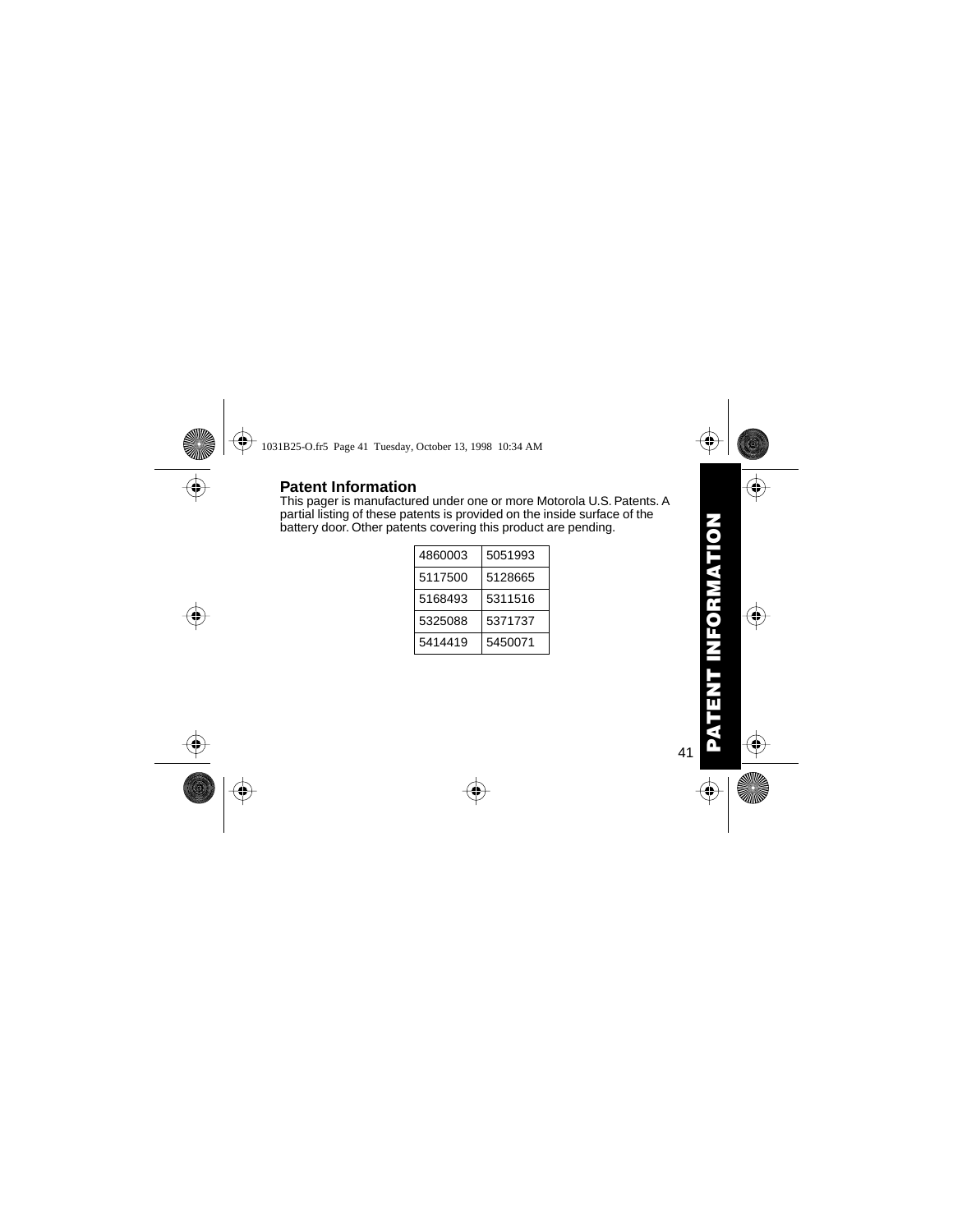## Patent Information

This pager is manufactured under one or more Motorola U.S. Patents. A partial listing of these patents is provided on the inside surface of the battery door. Other patents covering this product are pending.

| | |
|---|---|
| 4860003 | 5051993 |
| 5117500 | 5128665 |
| 5168493 | 5311516 |
| 5325088 | 5371737 |
| 5414419 | 5450071 |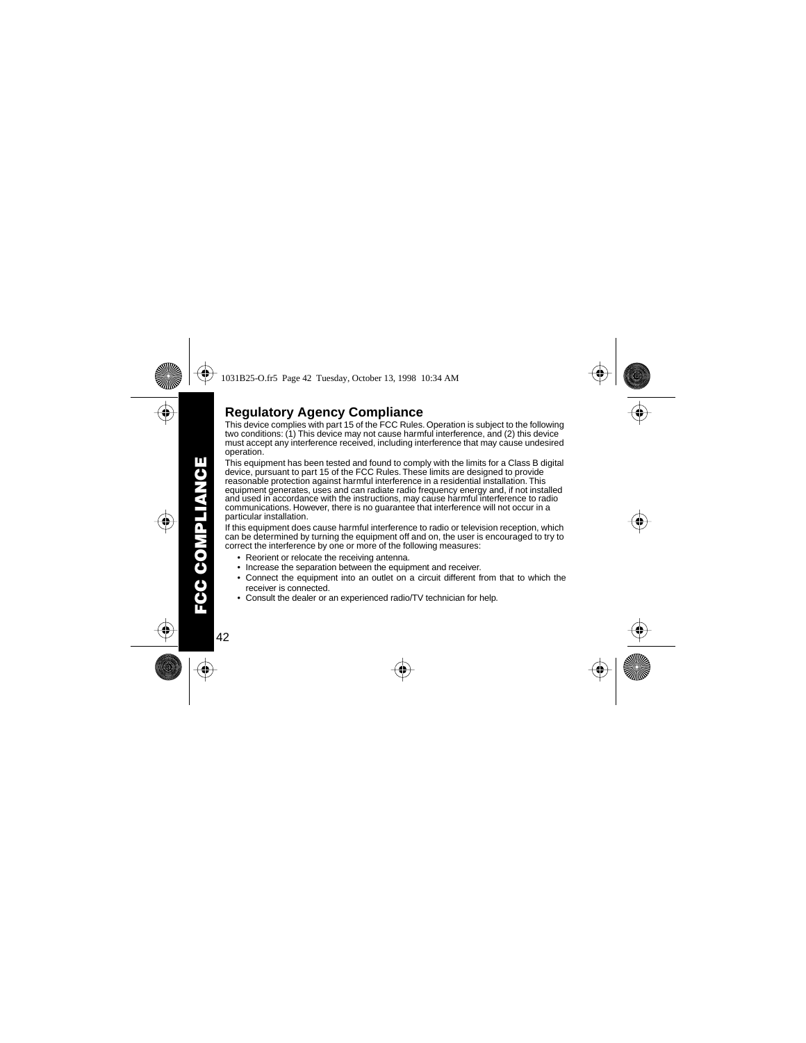## Regulatory Agency Compliance

This device complies with part 15 of the FCC Rules. Operation is subject to the following two conditions: (1) This device may not cause harmful interference, and (2) this device must accept any interference received, including interference that may cause undesired operation.

This equipment has been tested and found to comply with the limits for a Class B digital device, pursuant to part 15 of the FCC Rules. These limits are designed to provide reasonable protection against harmful interference in a residential installation. This equipment generates, uses and can radiate radio frequency energy and, if not installed and used in accordance with the instructions, may cause harmful interference to radio communications. However, there is no guarantee that interference will not occur in a particular installation.

If this equipment does cause harmful interference to radio or television reception, which can be determined by turning the equipment off and on, the user is encouraged to try to correct the interference by one or more of the following measures:

- Reorient or relocate the receiving antenna.
- Increase the separation between the equipment and receiver.
- Connect the equipment into an outlet on a circuit different from that to which the receiver is connected.
- Consult the dealer or an experienced radio/TV technician for help.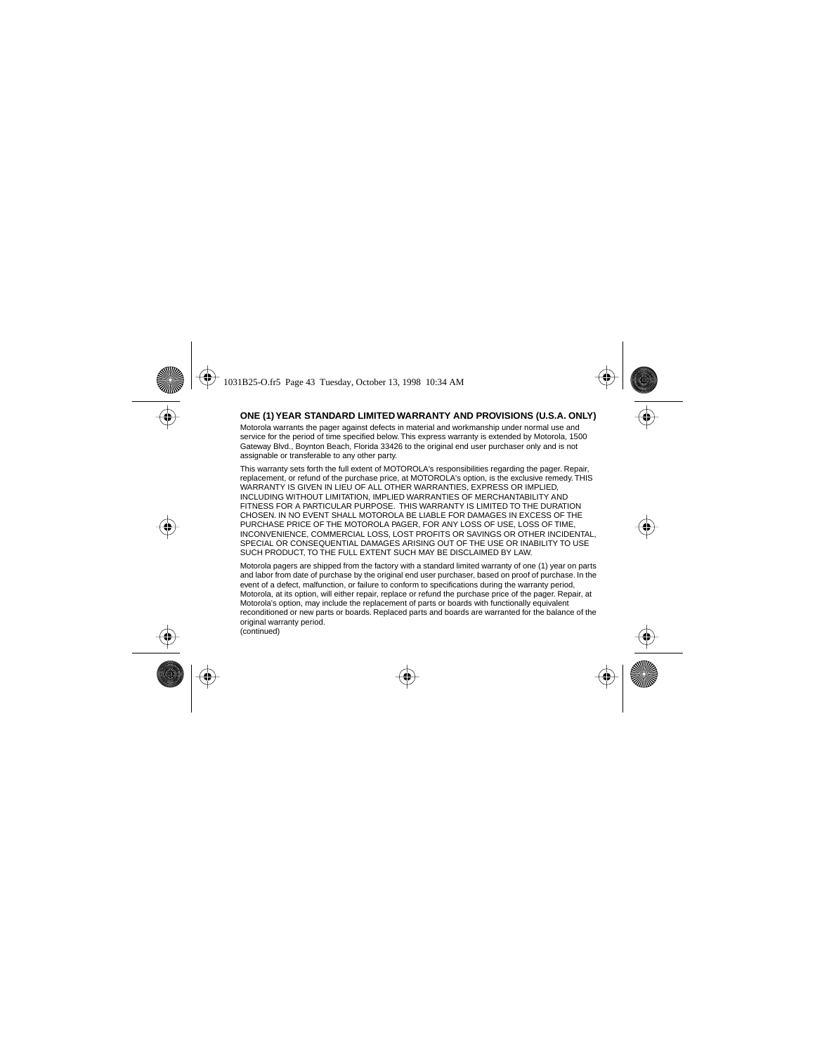## ONE (1) YEAR STANDARD LIMITED WARRANTY AND PROVISIONS (U.S.A. ONLY)

Motorola warrants the pager against defects in material and workmanship under normal use and service for the period of time specified below. This express warranty is extended by Motorola, 1500 Gateway Blvd., Boynton Beach, Florida 33426 to the original end user purchaser only and is not assignable or transferable to any other party.

This warranty sets forth the full extent of MOTOROLA's responsibilities regarding the pager. Repair, replacement, or refund of the purchase price, at MOTOROLA's option, is the exclusive remedy. THIS WARRANTY IS GIVEN IN LIEU OF ALL OTHER WARRANTIES, EXPRESS OR IMPLIED, INCLUDING WITHOUT LIMITATION, IMPLIED WARRANTIES OF MERCHANTABILITY AND FITNESS FOR A PARTICULAR PURPOSE. THIS WARRANTY IS LIMITED TO THE DURATION CHOSEN. IN NO EVENT SHALL MOTOROLA BE LIABLE FOR DAMAGES IN EXCESS OF THE PURCHASE PRICE OF THE MOTOROLA PAGER, FOR ANY LOSS OF USE, LOSS OF TIME, INCONVENIENCE, COMMERCIAL LOSS, LOST PROFITS OR SAVINGS OR OTHER INCIDENTAL, SPECIAL OR CONSEQUENTIAL DAMAGES ARISING OUT OF THE USE OR INABILITY TO USE SUCH PRODUCT, TO THE FULL EXTENT SUCH MAY BE DISCLAIMED BY LAW.

Motorola pagers are shipped from the factory with a standard limited warranty of one (1) year on parts and labor from date of purchase by the original end user purchaser, based on proof of purchase. In the event of a defect, malfunction, or failure to conform to specifications during the warranty period, Motorola, at its option, will either repair, replace or refund the purchase price of the pager. Repair, at Motorola's option, may include the replacement of parts or boards with functionally equivalent reconditioned or new parts or boards. Replaced parts and boards are warranted for the balance of the original warranty period.

(continued)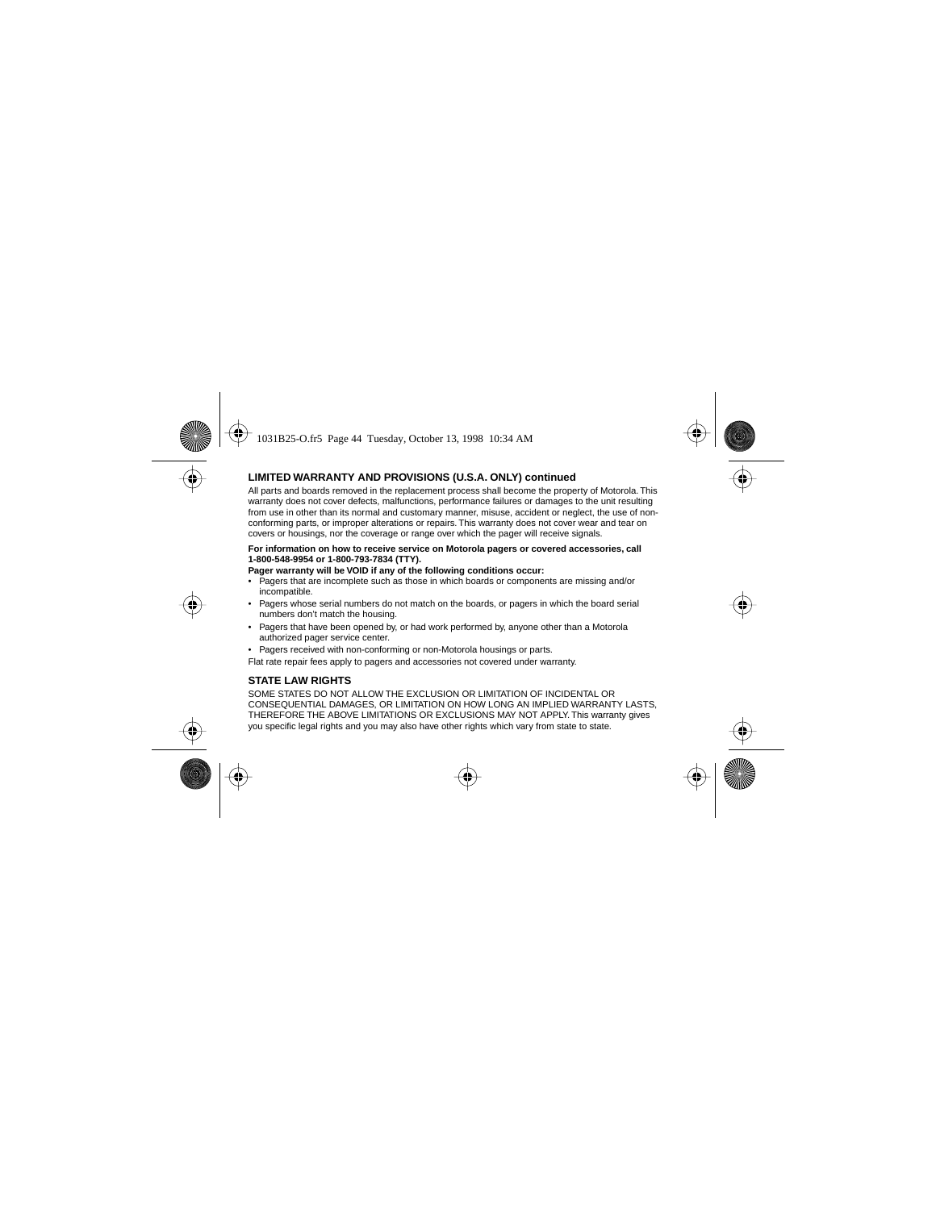## LIMITED WARRANTY AND PROVISIONS (U.S.A. ONLY) continued

All parts and boards removed in the replacement process shall become the property of Motorola. This warranty does not cover defects, malfunctions, performance failures or damages to the unit resulting from use in other than its normal and customary manner, misuse, accident or neglect, the use of non-conforming parts, or improper alterations or repairs. This warranty does not cover wear and tear on covers or housings, nor the coverage or range over which the pager will receive signals.

**For information on how to receive service on Motorola pagers or covered accessories, call 1-800-548-9954 or 1-800-793-7834 (TTY).**

**Pager warranty will be VOID if any of the following conditions occur:**

- Pagers that are incomplete such as those in which boards or components are missing and/or incompatible.
- Pagers whose serial numbers do not match on the boards, or pagers in which the board serial numbers don't match the housing.
- Pagers that have been opened by, or had work performed by, anyone other than a Motorola authorized pager service center.
- Pagers received with non-conforming or non-Motorola housings or parts.

Flat rate repair fees apply to pagers and accessories not covered under warranty.

## STATE LAW RIGHTS

SOME STATES DO NOT ALLOW THE EXCLUSION OR LIMITATION OF INCIDENTAL OR CONSEQUENTIAL DAMAGES, OR LIMITATION ON HOW LONG AN IMPLIED WARRANTY LASTS, THEREFORE THE ABOVE LIMITATIONS OR EXCLUSIONS MAY NOT APPLY. This warranty gives you specific legal rights and you may also have other rights which vary from state to state.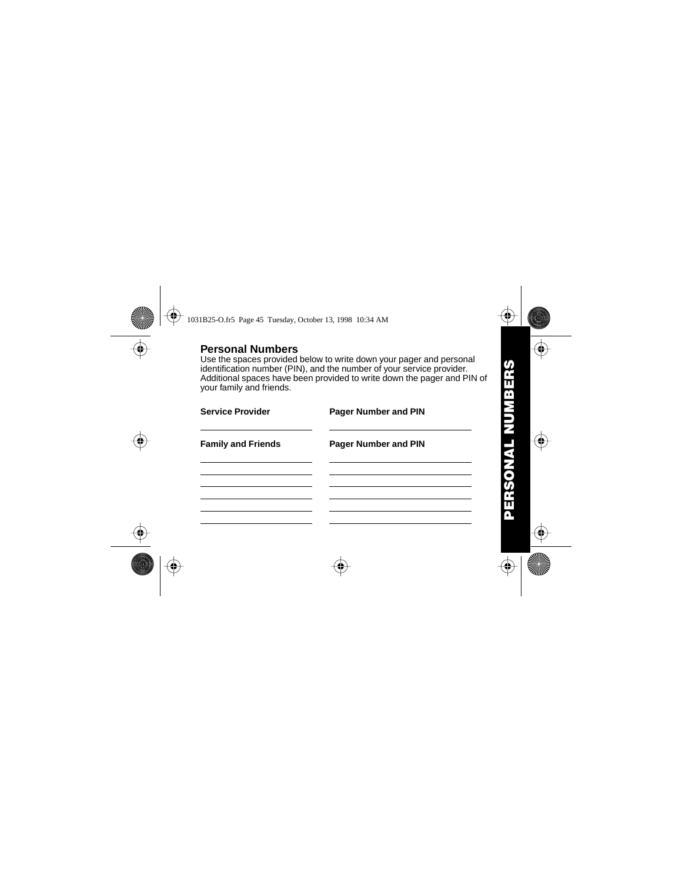## Personal Numbers

Use the spaces provided below to write down your pager and personal identification number (PIN), and the number of your service provider. Additional spaces have been provided to write down the pager and PIN of your family and friends.

| Service Provider | Pager Number and PIN |
|---|---|
| | |

| Family and Friends | Pager Number and PIN |
|---|---|
| | |
| | |
| | |
| | |
| | |
| | |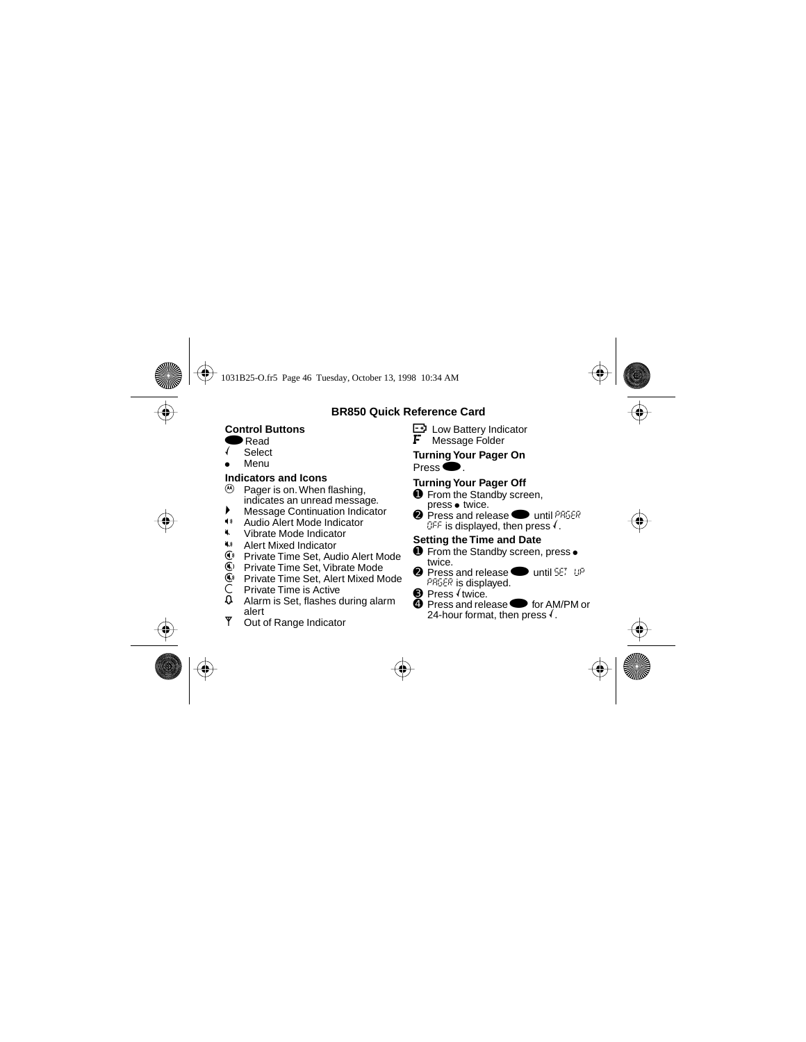## BR850 Quick Reference Card

### Control Buttons

- ⬬ Read
- √ Select
- • Menu

### Indicators and Icons

- Ⓜ Pager is on. When flashing, indicates an unread message.
- ▶ Message Continuation Indicator
- Audio Alert Mode Indicator
- Vibrate Mode Indicator
- Alert Mixed Indicator
- Private Time Set, Audio Alert Mode
- Private Time Set, Vibrate Mode
- Private Time Set, Alert Mixed Mode
- ☾ Private Time is Active
- Alarm is Set, flashes during alarm alert
- Out of Range Indicator
- Low Battery Indicator
- **F** Message Folder

### Turning Your Pager On

Press ⬬.

### Turning Your Pager Off

1. From the Standby screen, press • twice.
2. Press and release ⬬ until PAGER OFF is displayed, then press √.

### Setting the Time and Date

1. From the Standby screen, press • twice.
2. Press and release ⬬ until SET UP PAGER is displayed.
3. Press √ twice.
4. Press and release ⬬ for AM/PM or 24-hour format, then press √.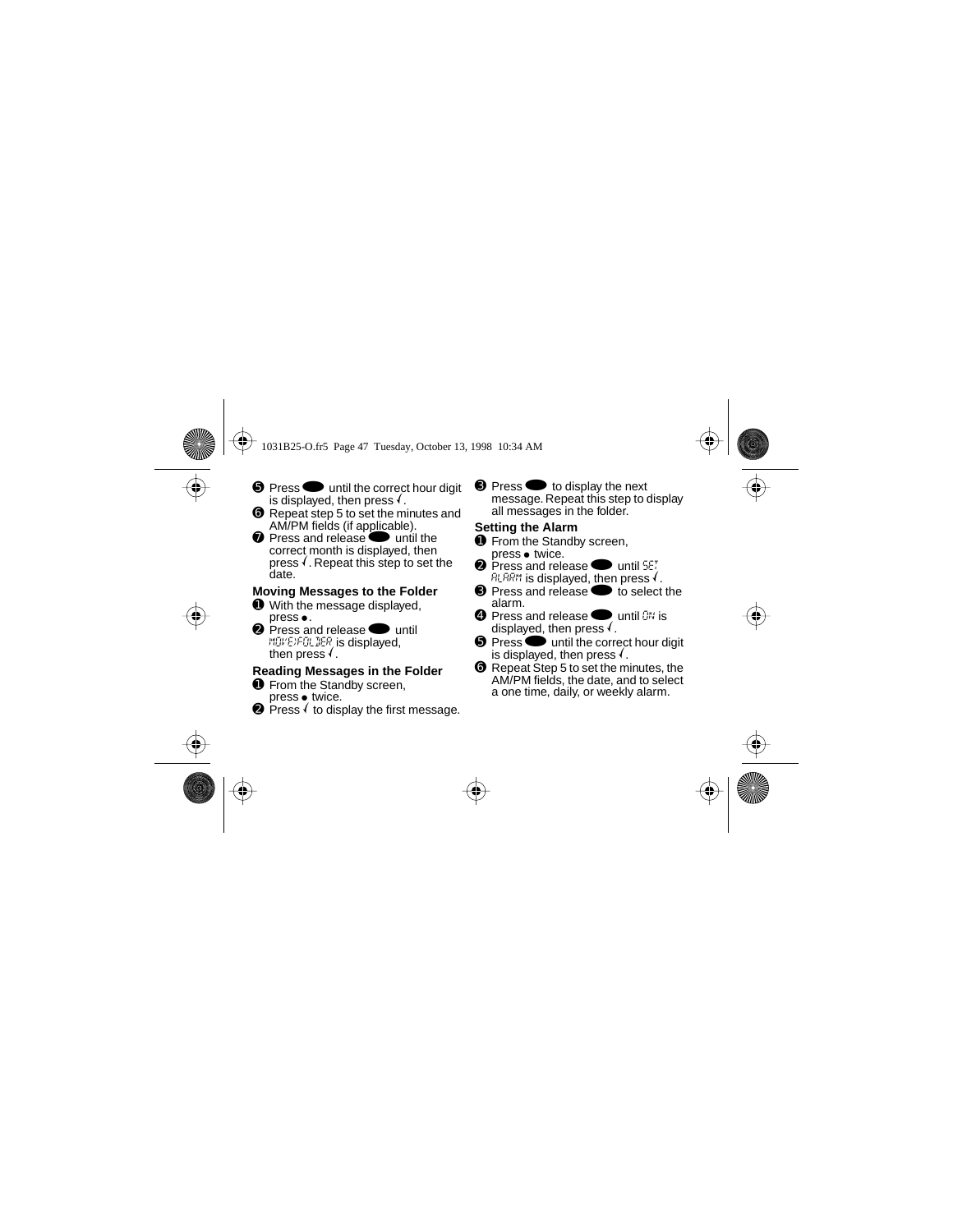5. Press ⬬ until the correct hour digit is displayed, then press √.
6. Repeat step 5 to set the minutes and AM/PM fields (if applicable).
7. Press and release ⬬ until the correct month is displayed, then press √. Repeat this step to set the date.

### Moving Messages to the Folder

1. With the message displayed, press ●.
2. Press and release ⬬ until MOVE>FOLDER is displayed, then press √.

### Reading Messages in the Folder

1. From the Standby screen, press ● twice.
2. Press √ to display the first message.
3. Press ⬬ to display the next message. Repeat this step to display all messages in the folder.

### Setting the Alarm

1. From the Standby screen, press ● twice.
2. Press and release ⬬ until SET ALARM is displayed, then press √.
3. Press and release ⬬ to select the alarm.
4. Press and release ⬬ until ON is displayed, then press √.
5. Press ⬬ until the correct hour digit is displayed, then press √.
6. Repeat Step 5 to set the minutes, the AM/PM fields, the date, and to select a one time, daily, or weekly alarm.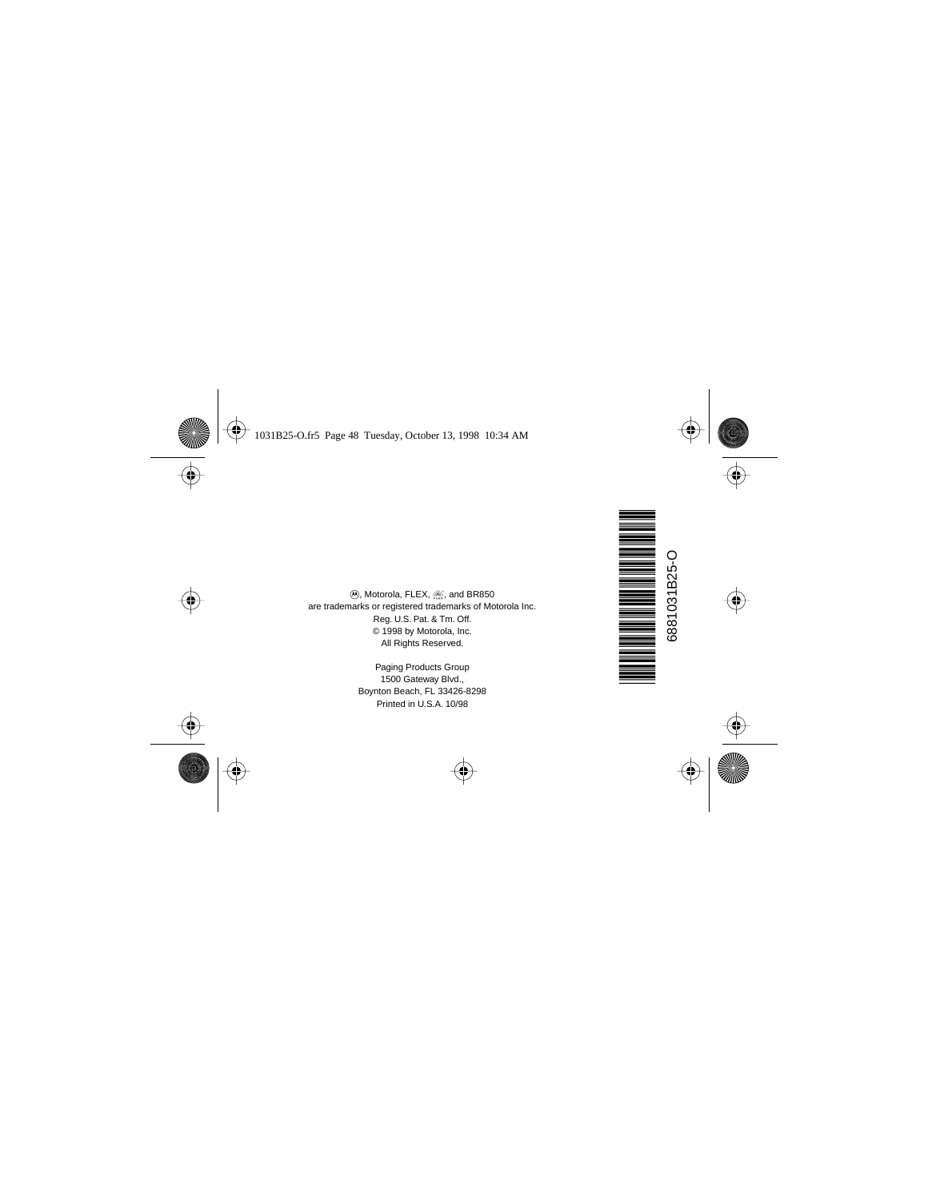Ⓜ, Motorola, FLEX, , and BR850
are trademarks or registered trademarks of Motorola Inc.
Reg. U.S. Pat. & Tm. Off.
© 1998 by Motorola, Inc.
All Rights Reserved.

Paging Products Group
1500 Gateway Blvd.,
Boynton Beach, FL 33426-8298
Printed in U.S.A. 10/98

6881031B25-O